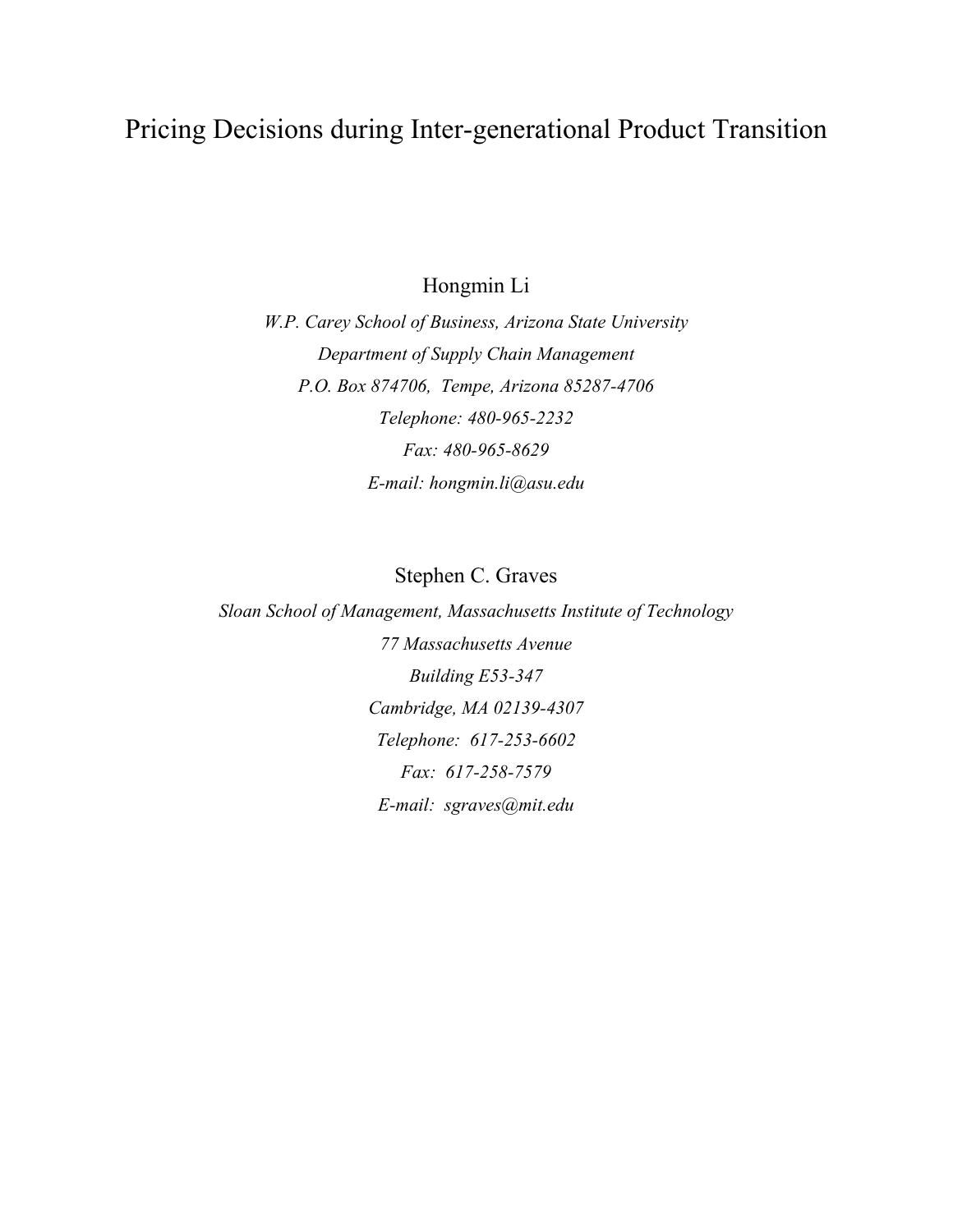# Pricing Decisions during Inter-generational Product Transition

Hongmin Li

*W.P. Carey School of Business, Arizona State University*

*Department of Supply Chain Management*

*P.O. Box 874706, Tempe, Arizona 85287-4706*

*Telephone: 480-965-2232*

*Fax: 480-965-8629*

*E-mail: hongmin.li@asu.edu*

Stephen C. Graves

*Sloan School of Management, Massachusetts Institute of Technology*

*77 Massachusetts Avenue*

*Building E53-347*

*Cambridge, MA 02139-4307*

*Telephone: 617-253-6602*

*Fax: 617-258-7579*

*E-mail: sgraves@mit.edu*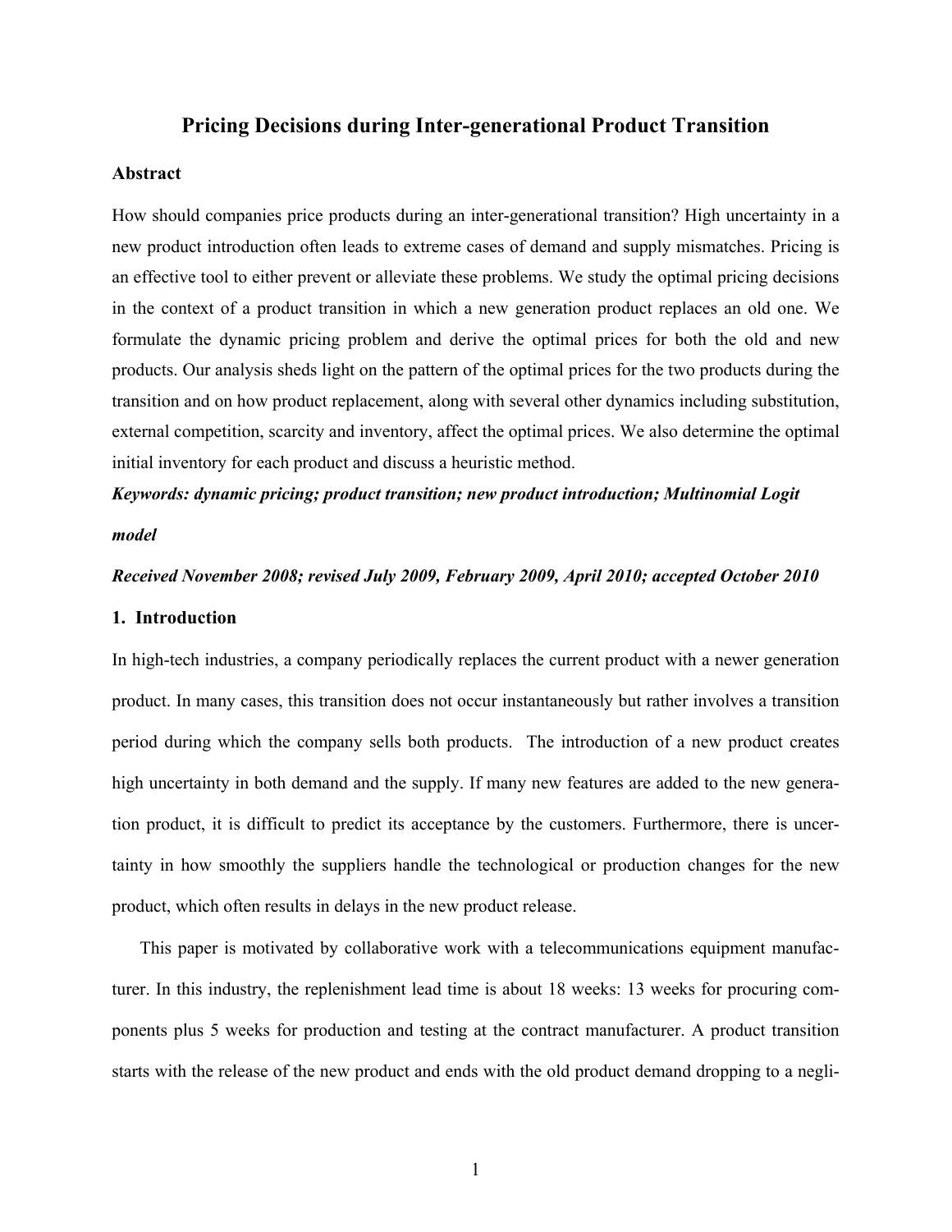# Pricing Decisions during Inter-generational Product Transition

## Abstract

How should companies price products during an inter-generational transition? High uncertainty in a new product introduction often leads to extreme cases of demand and supply mismatches. Pricing is an effective tool to either prevent or alleviate these problems. We study the optimal pricing decisions in the context of a product transition in which a new generation product replaces an old one. We formulate the dynamic pricing problem and derive the optimal prices for both the old and new products. Our analysis sheds light on the pattern of the optimal prices for the two products during the transition and on how product replacement, along with several other dynamics including substitution, external competition, scarcity and inventory, affect the optimal prices. We also determine the optimal initial inventory for each product and discuss a heuristic method.

***Keywords: dynamic pricing; product transition; new product introduction; Multinomial Logit model***

***Received November 2008; revised July 2009, February 2009, April 2010; accepted October 2010***

## 1. Introduction

In high-tech industries, a company periodically replaces the current product with a newer generation product. In many cases, this transition does not occur instantaneously but rather involves a transition period during which the company sells both products. The introduction of a new product creates high uncertainty in both demand and the supply. If many new features are added to the new generation product, it is difficult to predict its acceptance by the customers. Furthermore, there is uncertainty in how smoothly the suppliers handle the technological or production changes for the new product, which often results in delays in the new product release.

This paper is motivated by collaborative work with a telecommunications equipment manufacturer. In this industry, the replenishment lead time is about 18 weeks: 13 weeks for procuring components plus 5 weeks for production and testing at the contract manufacturer. A product transition starts with the release of the new product and ends with the old product demand dropping to a negli-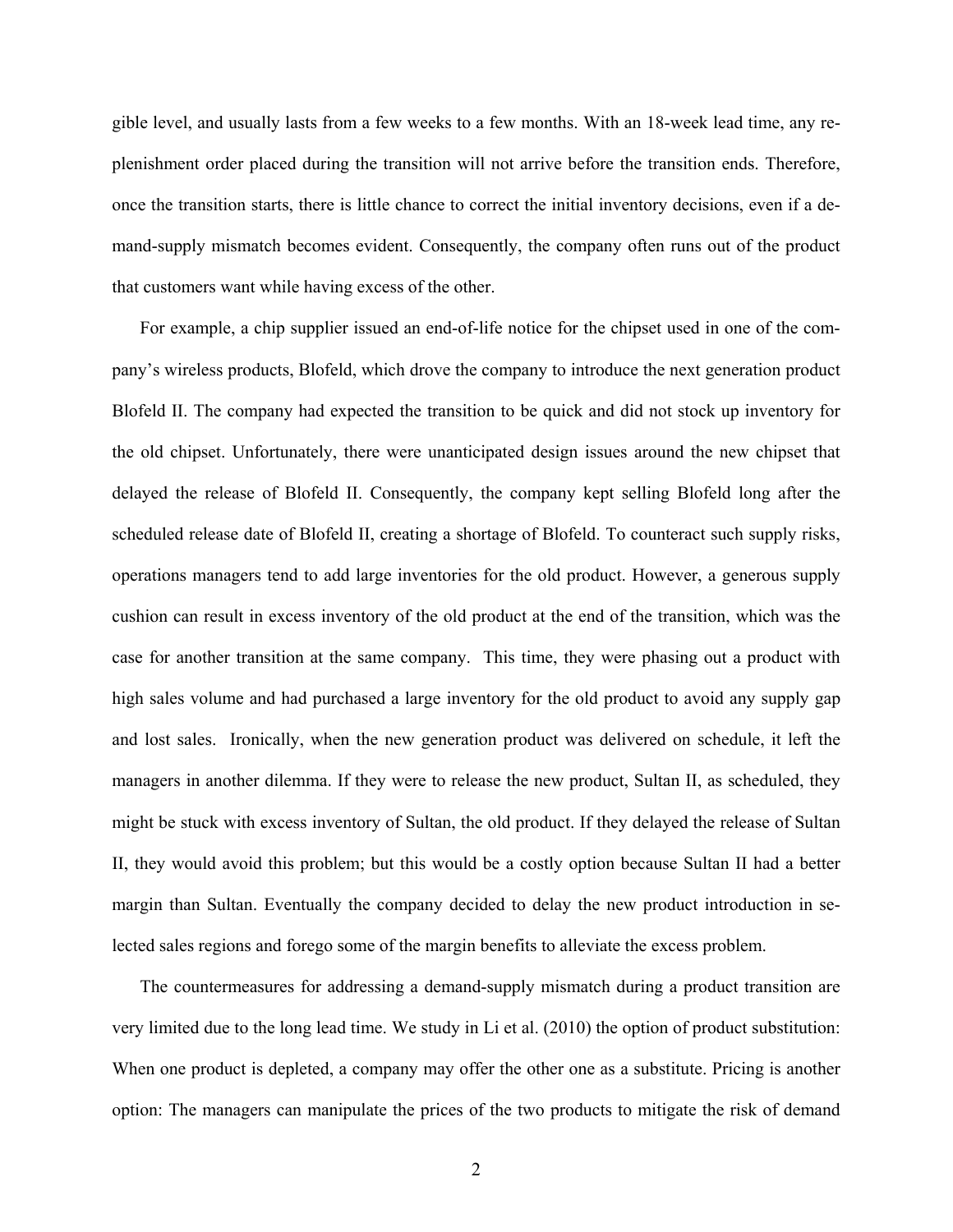gible level, and usually lasts from a few weeks to a few months. With an 18-week lead time, any replenishment order placed during the transition will not arrive before the transition ends. Therefore, once the transition starts, there is little chance to correct the initial inventory decisions, even if a demand-supply mismatch becomes evident. Consequently, the company often runs out of the product that customers want while having excess of the other.

For example, a chip supplier issued an end-of-life notice for the chipset used in one of the company's wireless products, Blofeld, which drove the company to introduce the next generation product Blofeld II. The company had expected the transition to be quick and did not stock up inventory for the old chipset. Unfortunately, there were unanticipated design issues around the new chipset that delayed the release of Blofeld II. Consequently, the company kept selling Blofeld long after the scheduled release date of Blofeld II, creating a shortage of Blofeld. To counteract such supply risks, operations managers tend to add large inventories for the old product. However, a generous supply cushion can result in excess inventory of the old product at the end of the transition, which was the case for another transition at the same company. This time, they were phasing out a product with high sales volume and had purchased a large inventory for the old product to avoid any supply gap and lost sales. Ironically, when the new generation product was delivered on schedule, it left the managers in another dilemma. If they were to release the new product, Sultan II, as scheduled, they might be stuck with excess inventory of Sultan, the old product. If they delayed the release of Sultan II, they would avoid this problem; but this would be a costly option because Sultan II had a better margin than Sultan. Eventually the company decided to delay the new product introduction in selected sales regions and forego some of the margin benefits to alleviate the excess problem.

The countermeasures for addressing a demand-supply mismatch during a product transition are very limited due to the long lead time. We study in Li et al. (2010) the option of product substitution: When one product is depleted, a company may offer the other one as a substitute. Pricing is another option: The managers can manipulate the prices of the two products to mitigate the risk of demand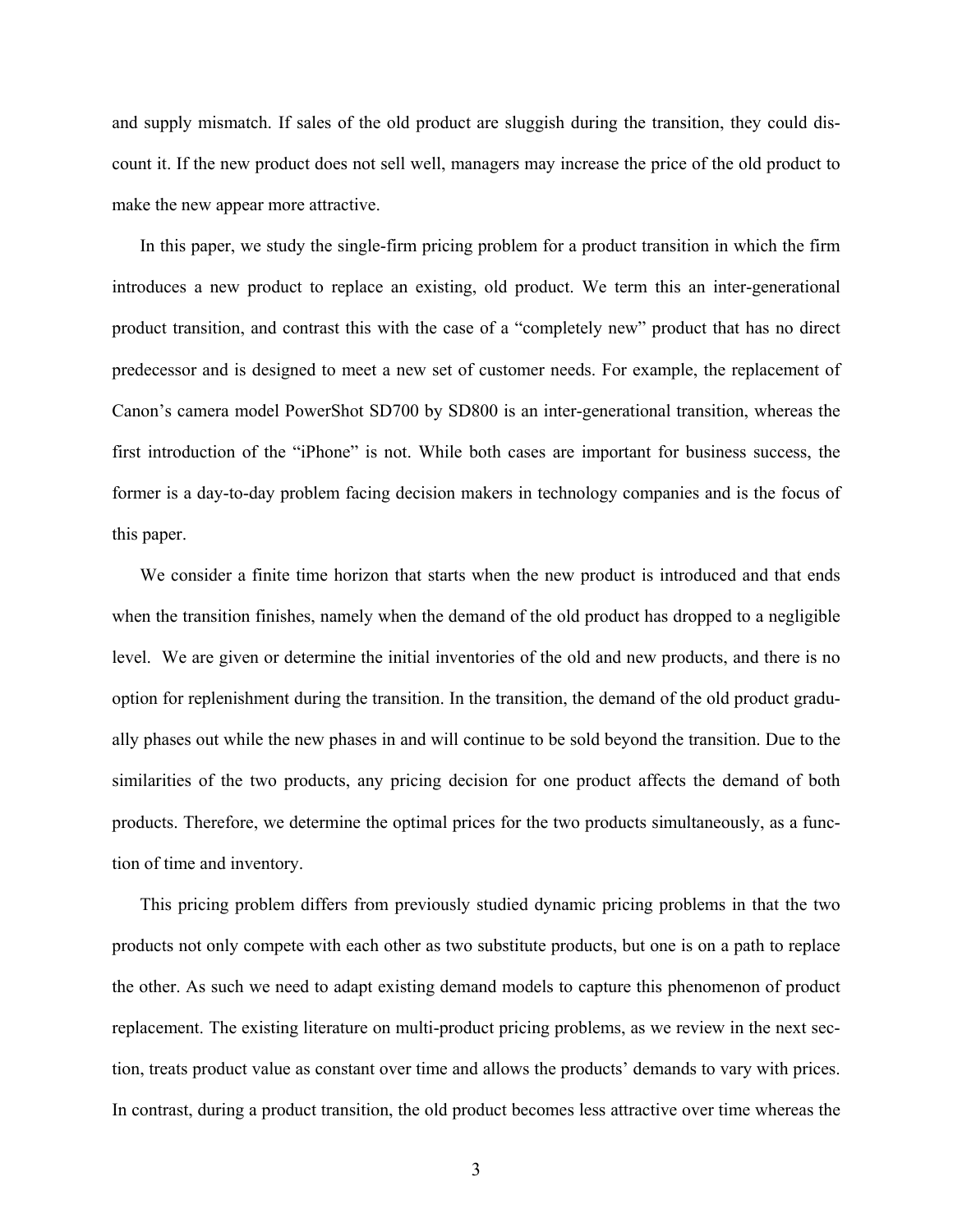and supply mismatch. If sales of the old product are sluggish during the transition, they could discount it. If the new product does not sell well, managers may increase the price of the old product to make the new appear more attractive.

In this paper, we study the single-firm pricing problem for a product transition in which the firm introduces a new product to replace an existing, old product. We term this an inter-generational product transition, and contrast this with the case of a "completely new" product that has no direct predecessor and is designed to meet a new set of customer needs. For example, the replacement of Canon's camera model PowerShot SD700 by SD800 is an inter-generational transition, whereas the first introduction of the "iPhone" is not. While both cases are important for business success, the former is a day-to-day problem facing decision makers in technology companies and is the focus of this paper.

We consider a finite time horizon that starts when the new product is introduced and that ends when the transition finishes, namely when the demand of the old product has dropped to a negligible level. We are given or determine the initial inventories of the old and new products, and there is no option for replenishment during the transition. In the transition, the demand of the old product gradually phases out while the new phases in and will continue to be sold beyond the transition. Due to the similarities of the two products, any pricing decision for one product affects the demand of both products. Therefore, we determine the optimal prices for the two products simultaneously, as a function of time and inventory.

This pricing problem differs from previously studied dynamic pricing problems in that the two products not only compete with each other as two substitute products, but one is on a path to replace the other. As such we need to adapt existing demand models to capture this phenomenon of product replacement. The existing literature on multi-product pricing problems, as we review in the next section, treats product value as constant over time and allows the products' demands to vary with prices. In contrast, during a product transition, the old product becomes less attractive over time whereas the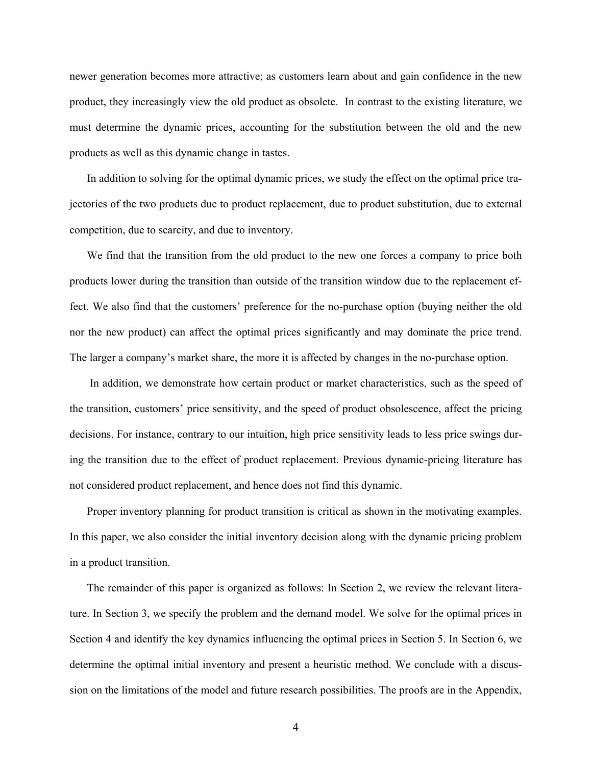newer generation becomes more attractive; as customers learn about and gain confidence in the new product, they increasingly view the old product as obsolete. In contrast to the existing literature, we must determine the dynamic prices, accounting for the substitution between the old and the new products as well as this dynamic change in tastes.

In addition to solving for the optimal dynamic prices, we study the effect on the optimal price trajectories of the two products due to product replacement, due to product substitution, due to external competition, due to scarcity, and due to inventory.

We find that the transition from the old product to the new one forces a company to price both products lower during the transition than outside of the transition window due to the replacement effect. We also find that the customers' preference for the no-purchase option (buying neither the old nor the new product) can affect the optimal prices significantly and may dominate the price trend. The larger a company's market share, the more it is affected by changes in the no-purchase option.

In addition, we demonstrate how certain product or market characteristics, such as the speed of the transition, customers' price sensitivity, and the speed of product obsolescence, affect the pricing decisions. For instance, contrary to our intuition, high price sensitivity leads to less price swings during the transition due to the effect of product replacement. Previous dynamic-pricing literature has not considered product replacement, and hence does not find this dynamic.

Proper inventory planning for product transition is critical as shown in the motivating examples. In this paper, we also consider the initial inventory decision along with the dynamic pricing problem in a product transition.

The remainder of this paper is organized as follows: In Section 2, we review the relevant literature. In Section 3, we specify the problem and the demand model. We solve for the optimal prices in Section 4 and identify the key dynamics influencing the optimal prices in Section 5. In Section 6, we determine the optimal initial inventory and present a heuristic method. We conclude with a discussion on the limitations of the model and future research possibilities. The proofs are in the Appendix,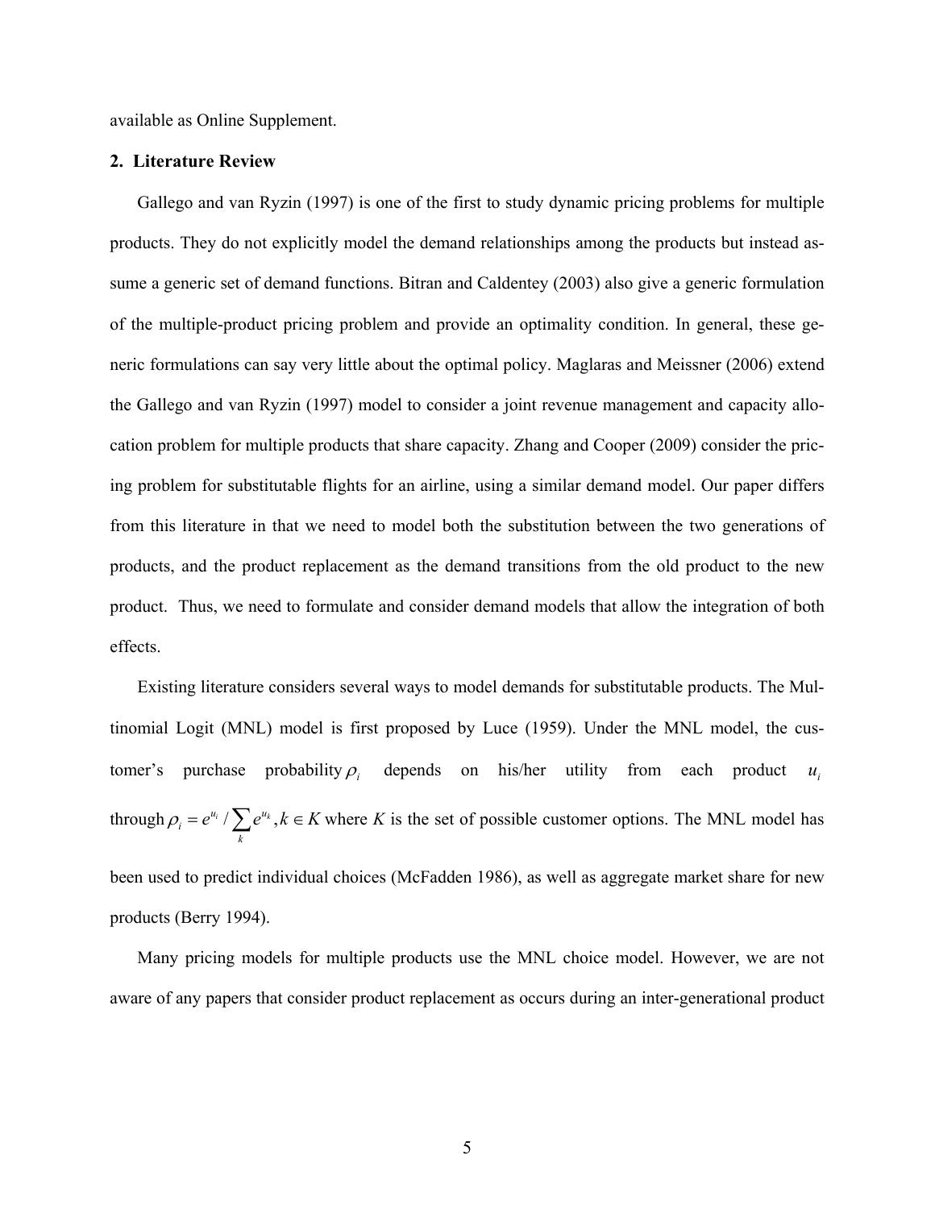available as Online Supplement.

## 2. Literature Review

Gallego and van Ryzin (1997) is one of the first to study dynamic pricing problems for multiple products. They do not explicitly model the demand relationships among the products but instead assume a generic set of demand functions. Bitran and Caldentey (2003) also give a generic formulation of the multiple-product pricing problem and provide an optimality condition. In general, these generic formulations can say very little about the optimal policy. Maglaras and Meissner (2006) extend the Gallego and van Ryzin (1997) model to consider a joint revenue management and capacity allocation problem for multiple products that share capacity. Zhang and Cooper (2009) consider the pricing problem for substitutable flights for an airline, using a similar demand model. Our paper differs from this literature in that we need to model both the substitution between the two generations of products, and the product replacement as the demand transitions from the old product to the new product. Thus, we need to formulate and consider demand models that allow the integration of both effects.

Existing literature considers several ways to model demands for substitutable products. The Multinomial Logit (MNL) model is first proposed by Luce (1959). Under the MNL model, the customer's purchase probability $\rho_i$ depends on his/her utility from each product $u_i$ through $\rho_i = e^{u_i} / \sum_k e^{u_k}, k \in K$ where $K$ is the set of possible customer options. The MNL model has been used to predict individual choices (McFadden 1986), as well as aggregate market share for new products (Berry 1994).

Many pricing models for multiple products use the MNL choice model. However, we are not aware of any papers that consider product replacement as occurs during an inter-generational product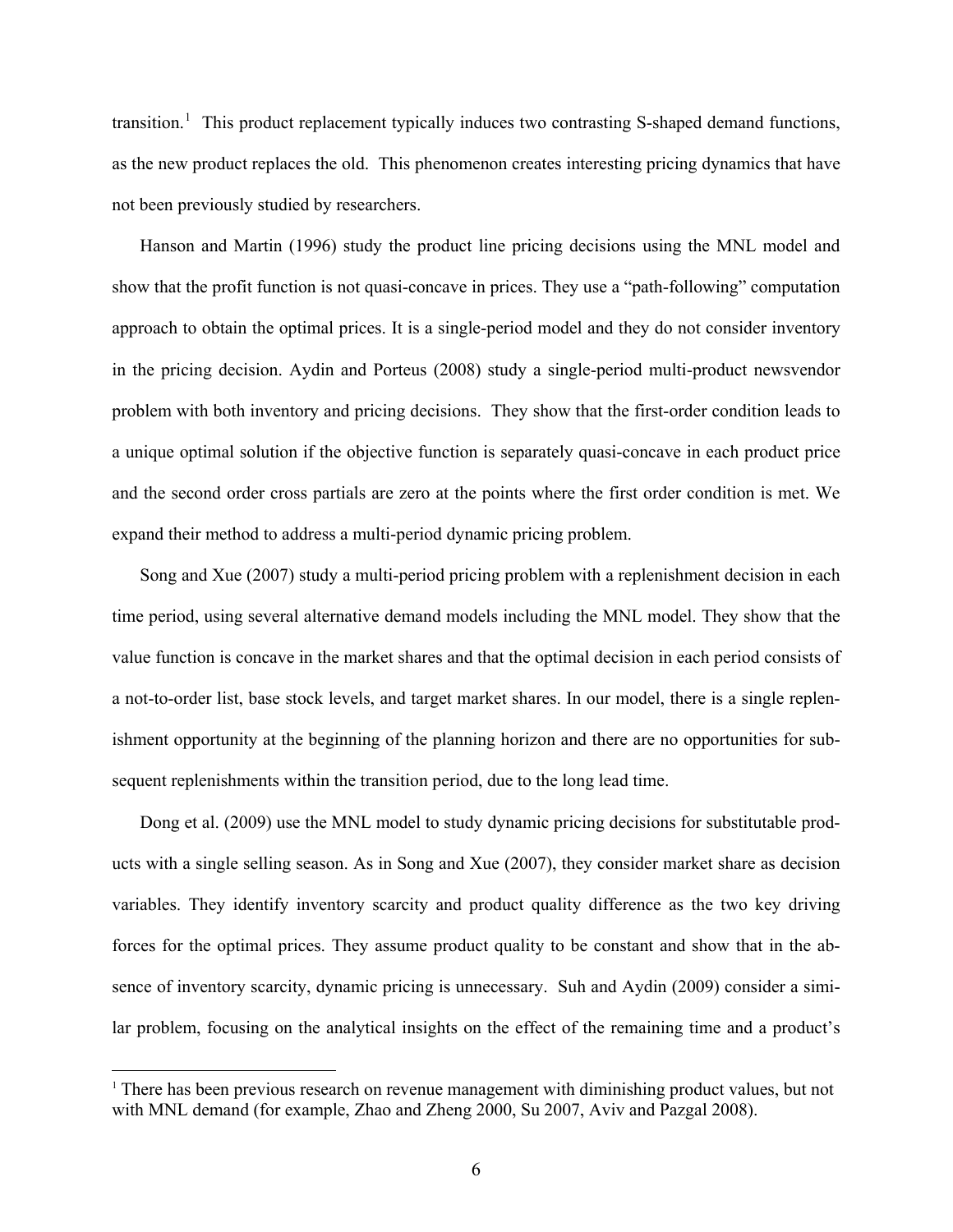transition.[1] This product replacement typically induces two contrasting S-shaped demand functions, as the new product replaces the old. This phenomenon creates interesting pricing dynamics that have not been previously studied by researchers.

Hanson and Martin (1996) study the product line pricing decisions using the MNL model and show that the profit function is not quasi-concave in prices. They use a "path-following" computation approach to obtain the optimal prices. It is a single-period model and they do not consider inventory in the pricing decision. Aydin and Porteus (2008) study a single-period multi-product newsvendor problem with both inventory and pricing decisions. They show that the first-order condition leads to a unique optimal solution if the objective function is separately quasi-concave in each product price and the second order cross partials are zero at the points where the first order condition is met. We expand their method to address a multi-period dynamic pricing problem.

Song and Xue (2007) study a multi-period pricing problem with a replenishment decision in each time period, using several alternative demand models including the MNL model. They show that the value function is concave in the market shares and that the optimal decision in each period consists of a not-to-order list, base stock levels, and target market shares. In our model, there is a single replenishment opportunity at the beginning of the planning horizon and there are no opportunities for subsequent replenishments within the transition period, due to the long lead time.

Dong et al. (2009) use the MNL model to study dynamic pricing decisions for substitutable products with a single selling season. As in Song and Xue (2007), they consider market share as decision variables. They identify inventory scarcity and product quality difference as the two key driving forces for the optimal prices. They assume product quality to be constant and show that in the absence of inventory scarcity, dynamic pricing is unnecessary. Suh and Aydin (2009) consider a similar problem, focusing on the analytical insights on the effect of the remaining time and a product's

[1] There has been previous research on revenue management with diminishing product values, but not with MNL demand (for example, Zhao and Zheng 2000, Su 2007, Aviv and Pazgal 2008).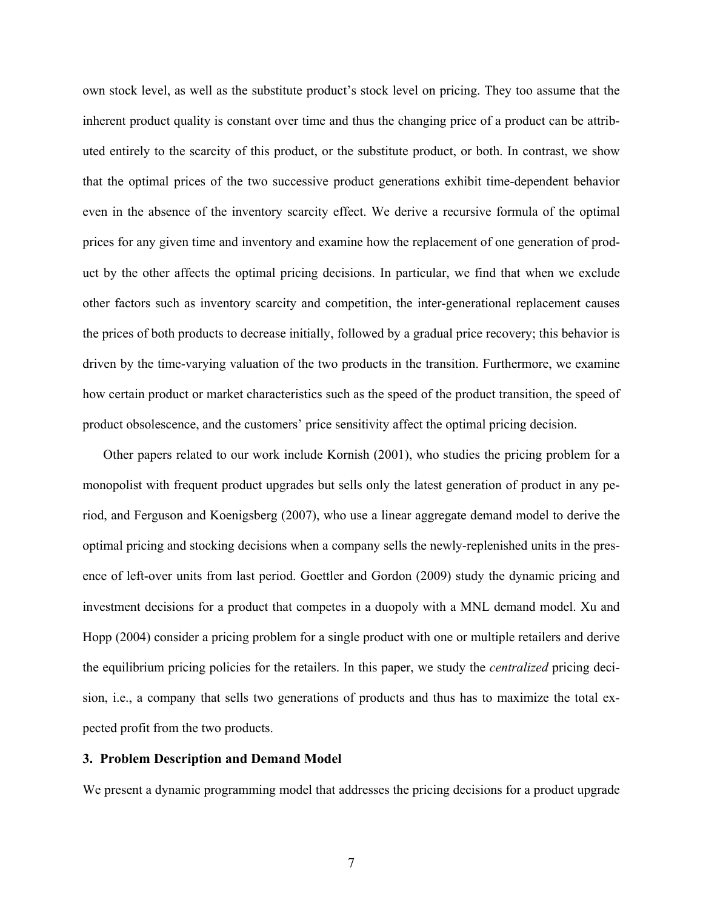own stock level, as well as the substitute product's stock level on pricing. They too assume that the inherent product quality is constant over time and thus the changing price of a product can be attributed entirely to the scarcity of this product, or the substitute product, or both. In contrast, we show that the optimal prices of the two successive product generations exhibit time-dependent behavior even in the absence of the inventory scarcity effect. We derive a recursive formula of the optimal prices for any given time and inventory and examine how the replacement of one generation of product by the other affects the optimal pricing decisions. In particular, we find that when we exclude other factors such as inventory scarcity and competition, the inter-generational replacement causes the prices of both products to decrease initially, followed by a gradual price recovery; this behavior is driven by the time-varying valuation of the two products in the transition. Furthermore, we examine how certain product or market characteristics such as the speed of the product transition, the speed of product obsolescence, and the customers' price sensitivity affect the optimal pricing decision.

Other papers related to our work include Kornish (2001), who studies the pricing problem for a monopolist with frequent product upgrades but sells only the latest generation of product in any period, and Ferguson and Koenigsberg (2007), who use a linear aggregate demand model to derive the optimal pricing and stocking decisions when a company sells the newly-replenished units in the presence of left-over units from last period. Goettler and Gordon (2009) study the dynamic pricing and investment decisions for a product that competes in a duopoly with a MNL demand model. Xu and Hopp (2004) consider a pricing problem for a single product with one or multiple retailers and derive the equilibrium pricing policies for the retailers. In this paper, we study the *centralized* pricing decision, i.e., a company that sells two generations of products and thus has to maximize the total expected profit from the two products.

## 3. Problem Description and Demand Model

We present a dynamic programming model that addresses the pricing decisions for a product upgrade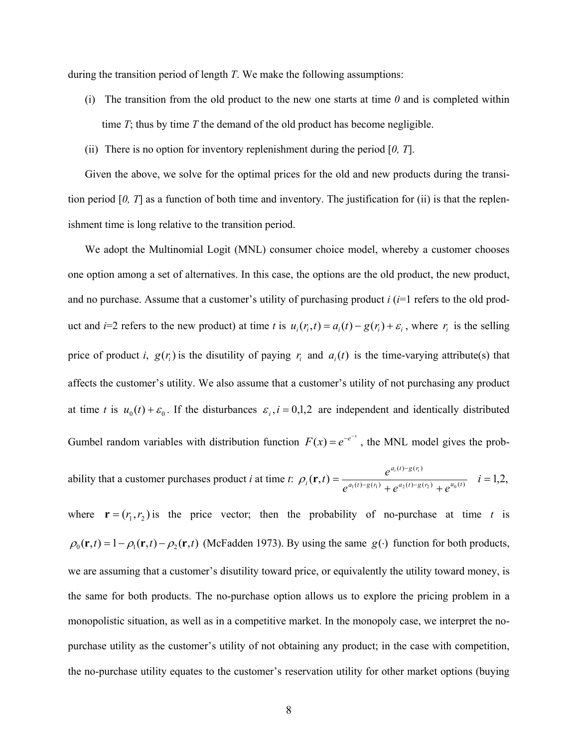during the transition period of length $T$. We make the following assumptions:

(i) The transition from the old product to the new one starts at time $0$ and is completed within time $T$; thus by time $T$ the demand of the old product has become negligible.

(ii) There is no option for inventory replenishment during the period $[0, T]$.

Given the above, we solve for the optimal prices for the old and new products during the transition period $[0, T]$ as a function of both time and inventory. The justification for (ii) is that the replenishment time is long relative to the transition period.

We adopt the Multinomial Logit (MNL) consumer choice model, whereby a customer chooses one option among a set of alternatives. In this case, the options are the old product, the new product, and no purchase. Assume that a customer's utility of purchasing product $i$ ($i$=1 refers to the old product and $i$=2 refers to the new product) at time $t$ is $u_i(r_i,t) = a_i(t) - g(r_i) + \varepsilon_i$, where $r_i$ is the selling price of product $i$, $g(r_i)$ is the disutility of paying $r_i$ and $a_i(t)$ is the time-varying attribute(s) that affects the customer's utility. We also assume that a customer's utility of not purchasing any product at time $t$ is $u_0(t) + \varepsilon_0$. If the disturbances $\varepsilon_i, i = 0,1,2$ are independent and identically distributed Gumbel random variables with distribution function $F(x) = e^{-e^{-x}}$, the MNL model gives the probability that a customer purchases product $i$ at time $t$: $\rho_i(\mathbf{r},t) = \dfrac{e^{a_i(t)-g(r_i)}}{e^{a_1(t)-g(r_1)} + e^{a_2(t)-g(r_2)} + e^{u_0(t)}} \quad i = 1,2,$ where $\mathbf{r} = (r_1, r_2)$ is the price vector; then the probability of no-purchase at time $t$ is $\rho_0(\mathbf{r},t) = 1 - \rho_1(\mathbf{r},t) - \rho_2(\mathbf{r},t)$ (McFadden 1973). By using the same $g(\cdot)$ function for both products, we are assuming that a customer's disutility toward price, or equivalently the utility toward money, is the same for both products. The no-purchase option allows us to explore the pricing problem in a monopolistic situation, as well as in a competitive market. In the monopoly case, we interpret the no-purchase utility as the customer's utility of not obtaining any product; in the case with competition, the no-purchase utility equates to the customer's reservation utility for other market options (buying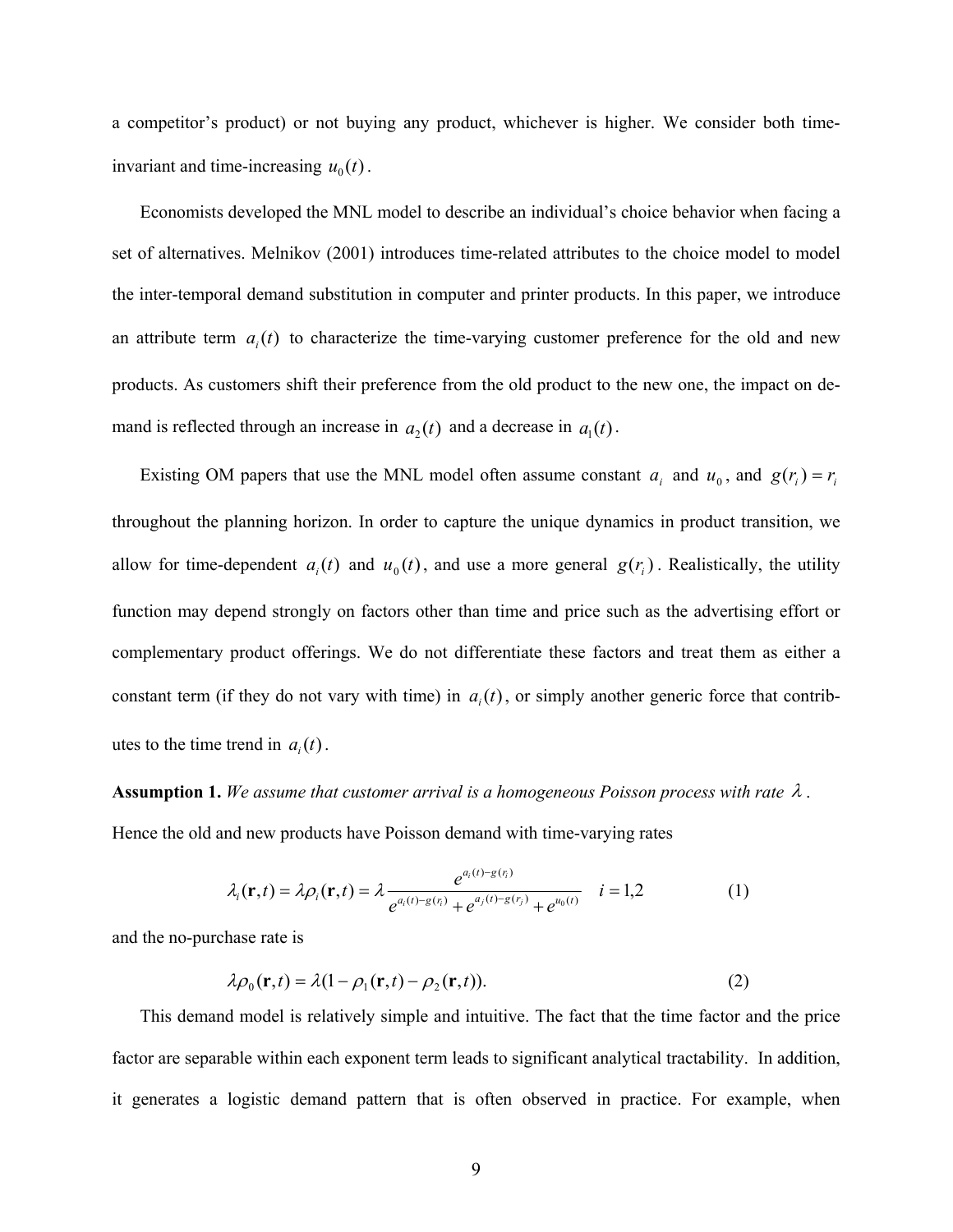a competitor's product) or not buying any product, whichever is higher. We consider both time-invariant and time-increasing $u_0(t)$.

Economists developed the MNL model to describe an individual's choice behavior when facing a set of alternatives. Melnikov (2001) introduces time-related attributes to the choice model to model the inter-temporal demand substitution in computer and printer products. In this paper, we introduce an attribute term $a_i(t)$ to characterize the time-varying customer preference for the old and new products. As customers shift their preference from the old product to the new one, the impact on demand is reflected through an increase in $a_2(t)$ and a decrease in $a_1(t)$.

Existing OM papers that use the MNL model often assume constant $a_i$ and $u_0$, and $g(r_i) = r_i$ throughout the planning horizon. In order to capture the unique dynamics in product transition, we allow for time-dependent $a_i(t)$ and $u_0(t)$, and use a more general $g(r_i)$. Realistically, the utility function may depend strongly on factors other than time and price such as the advertising effort or complementary product offerings. We do not differentiate these factors and treat them as either a constant term (if they do not vary with time) in $a_i(t)$, or simply another generic force that contributes to the time trend in $a_i(t)$.

**Assumption 1.** *We assume that customer arrival is a homogeneous Poisson process with rate $\lambda$.*

Hence the old and new products have Poisson demand with time-varying rates

$$\lambda_i(\mathbf{r},t) = \lambda \rho_i(\mathbf{r},t) = \lambda \frac{e^{a_i(t)-g(r_i)}}{e^{a_i(t)-g(r_i)} + e^{a_j(t)-g(r_j)} + e^{u_0(t)}} \quad i = 1,2 \tag{1}$$

and the no-purchase rate is

$$\lambda \rho_0(\mathbf{r},t) = \lambda(1 - \rho_1(\mathbf{r},t) - \rho_2(\mathbf{r},t)). \tag{2}$$

This demand model is relatively simple and intuitive. The fact that the time factor and the price factor are separable within each exponent term leads to significant analytical tractability. In addition, it generates a logistic demand pattern that is often observed in practice. For example, when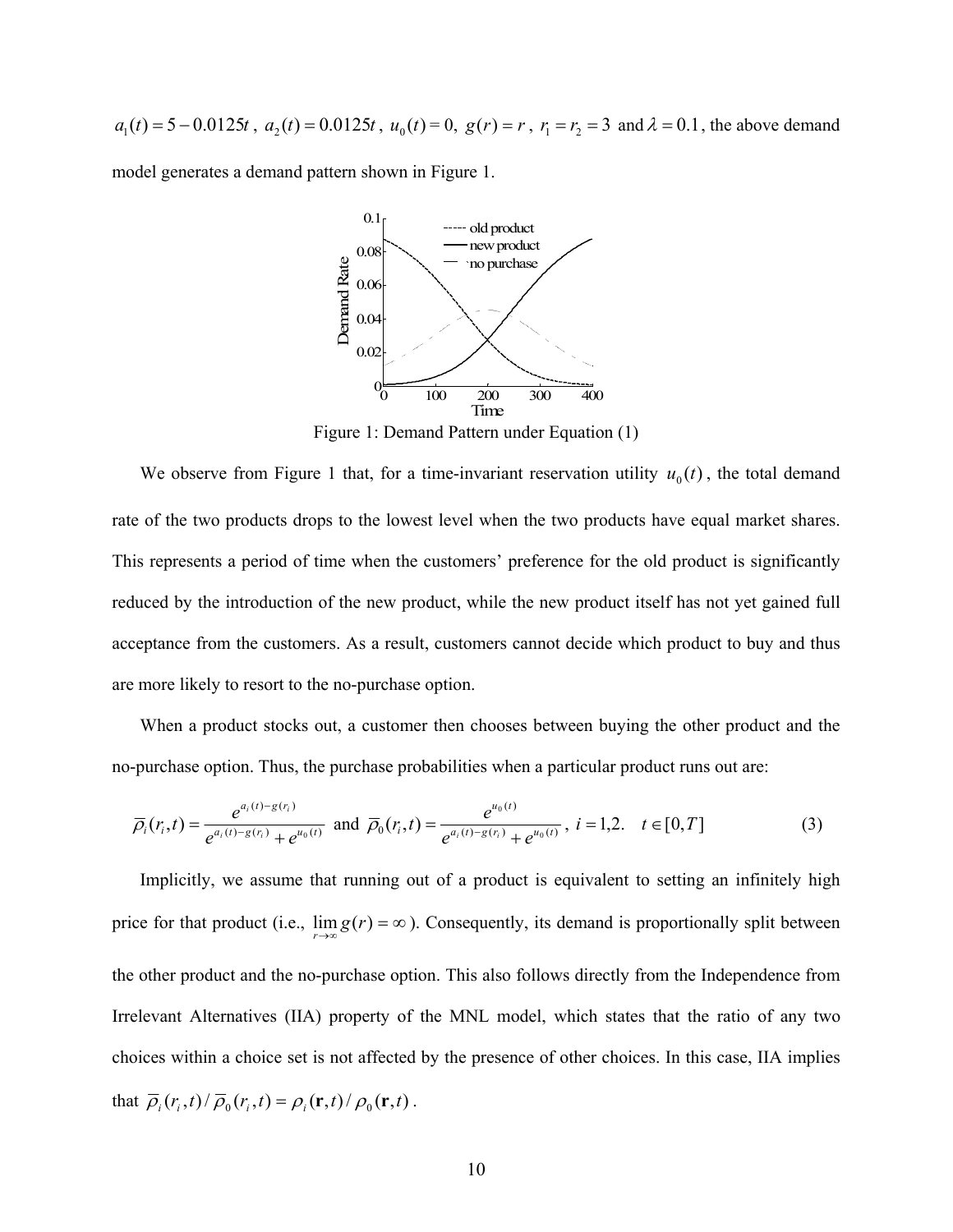$a_1(t) = 5 - 0.0125t$, $a_2(t) = 0.0125t$, $u_0(t) = 0$, $g(r) = r$, $r_1 = r_2 = 3$ and $\lambda = 0.1$, the above demand model generates a demand pattern shown in Figure 1.

Figure 1: Demand Pattern under Equation (1)

We observe from Figure 1 that, for a time-invariant reservation utility $u_0(t)$, the total demand rate of the two products drops to the lowest level when the two products have equal market shares. This represents a period of time when the customers' preference for the old product is significantly reduced by the introduction of the new product, while the new product itself has not yet gained full acceptance from the customers. As a result, customers cannot decide which product to buy and thus are more likely to resort to the no-purchase option.

When a product stocks out, a customer then chooses between buying the other product and the no-purchase option. Thus, the purchase probabilities when a particular product runs out are:

$$\overline{\rho}_i(r_i,t) = \frac{e^{a_i(t)-g(r_i)}}{e^{a_i(t)-g(r_i)} + e^{u_0(t)}} \text{ and } \overline{\rho}_0(r_i,t) = \frac{e^{u_0(t)}}{e^{a_i(t)-g(r_i)} + e^{u_0(t)}}, \; i = 1,2. \quad t \in [0,T] \tag{3}$$

Implicitly, we assume that running out of a product is equivalent to setting an infinitely high price for that product (i.e., $\lim_{r\to\infty} g(r) = \infty$). Consequently, its demand is proportionally split between the other product and the no-purchase option. This also follows directly from the Independence from Irrelevant Alternatives (IIA) property of the MNL model, which states that the ratio of any two choices within a choice set is not affected by the presence of other choices. In this case, IIA implies that $\overline{\rho}_i(r_i,t)/\overline{\rho}_0(r_i,t) = \rho_i(\mathbf{r},t)/\rho_0(\mathbf{r},t)$.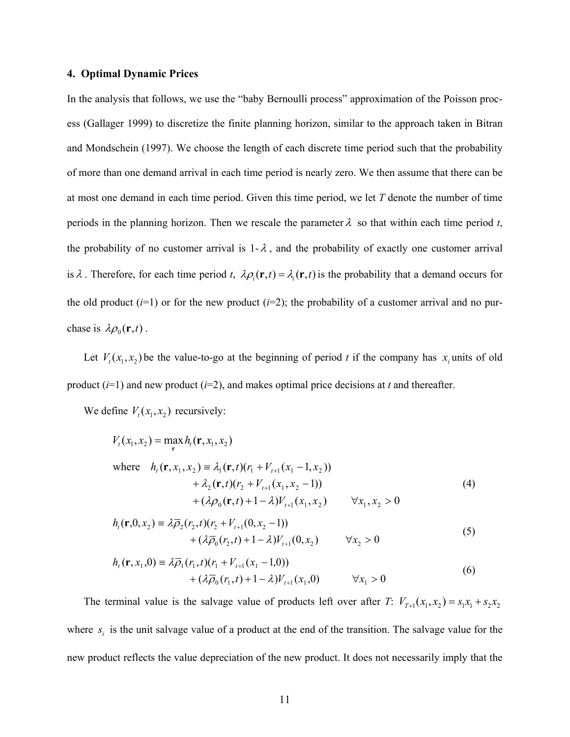### 4. Optimal Dynamic Prices

In the analysis that follows, we use the "baby Bernoulli process" approximation of the Poisson process (Gallager 1999) to discretize the finite planning horizon, similar to the approach taken in Bitran and Mondschein (1997). We choose the length of each discrete time period such that the probability of more than one demand arrival in each time period is nearly zero. We then assume that there can be at most one demand in each time period. Given this time period, we let $T$ denote the number of time periods in the planning horizon. Then we rescale the parameter $\lambda$ so that within each time period $t$, the probability of no customer arrival is $1-\lambda$, and the probability of exactly one customer arrival is $\lambda$. Therefore, for each time period $t$, $\lambda\rho_i(\mathbf{r},t) = \lambda_i(\mathbf{r},t)$ is the probability that a demand occurs for the old product ($i$=1) or for the new product ($i$=2); the probability of a customer arrival and no purchase is $\lambda\rho_0(\mathbf{r},t)$.

Let $V_t(x_1,x_2)$ be the value-to-go at the beginning of period $t$ if the company has $x_i$ units of old product ($i$=1) and new product ($i$=2), and makes optimal price decisions at $t$ and thereafter.

We define $V_t(x_1,x_2)$ recursively:

$$
\begin{aligned}
V_t(x_1,x_2) &= \max_{\mathbf{r}} h_t(\mathbf{r},x_1,x_2) \\
\text{where}\quad h_t(\mathbf{r},x_1,x_2) &\equiv \lambda_1(\mathbf{r},t)(r_1 + V_{t+1}(x_1-1,x_2)) \\
&\quad + \lambda_2(\mathbf{r},t)(r_2 + V_{t+1}(x_1,x_2-1)) \\
&\quad + (\lambda\rho_0(\mathbf{r},t) + 1 - \lambda)V_{t+1}(x_1,x_2) \qquad \forall x_1,x_2 > 0
\end{aligned}
\tag{4}
$$

$$
\begin{aligned}
h_t(\mathbf{r},0,x_2) &\equiv \lambda\overline{\rho}_2(r_2,t)(r_2 + V_{t+1}(0,x_2-1)) \\
&\quad + (\lambda\overline{\rho}_0(r_2,t) + 1 - \lambda)V_{t+1}(0,x_2) \qquad \forall x_2 > 0
\end{aligned}
\tag{5}
$$

$$
\begin{aligned}
h_t(\mathbf{r},x_1,0) &\equiv \lambda\overline{\rho}_1(r_1,t)(r_1 + V_{t+1}(x_1-1,0)) \\
&\quad + (\lambda\overline{\rho}_0(r_1,t) + 1 - \lambda)V_{t+1}(x_1,0) \qquad \forall x_1 > 0
\end{aligned}
\tag{6}
$$

The terminal value is the salvage value of products left over after $T$: $V_{T+1}(x_1,x_2) = s_1x_1 + s_2x_2$ where $s_i$ is the unit salvage value of a product at the end of the transition. The salvage value for the new product reflects the value depreciation of the new product. It does not necessarily imply that the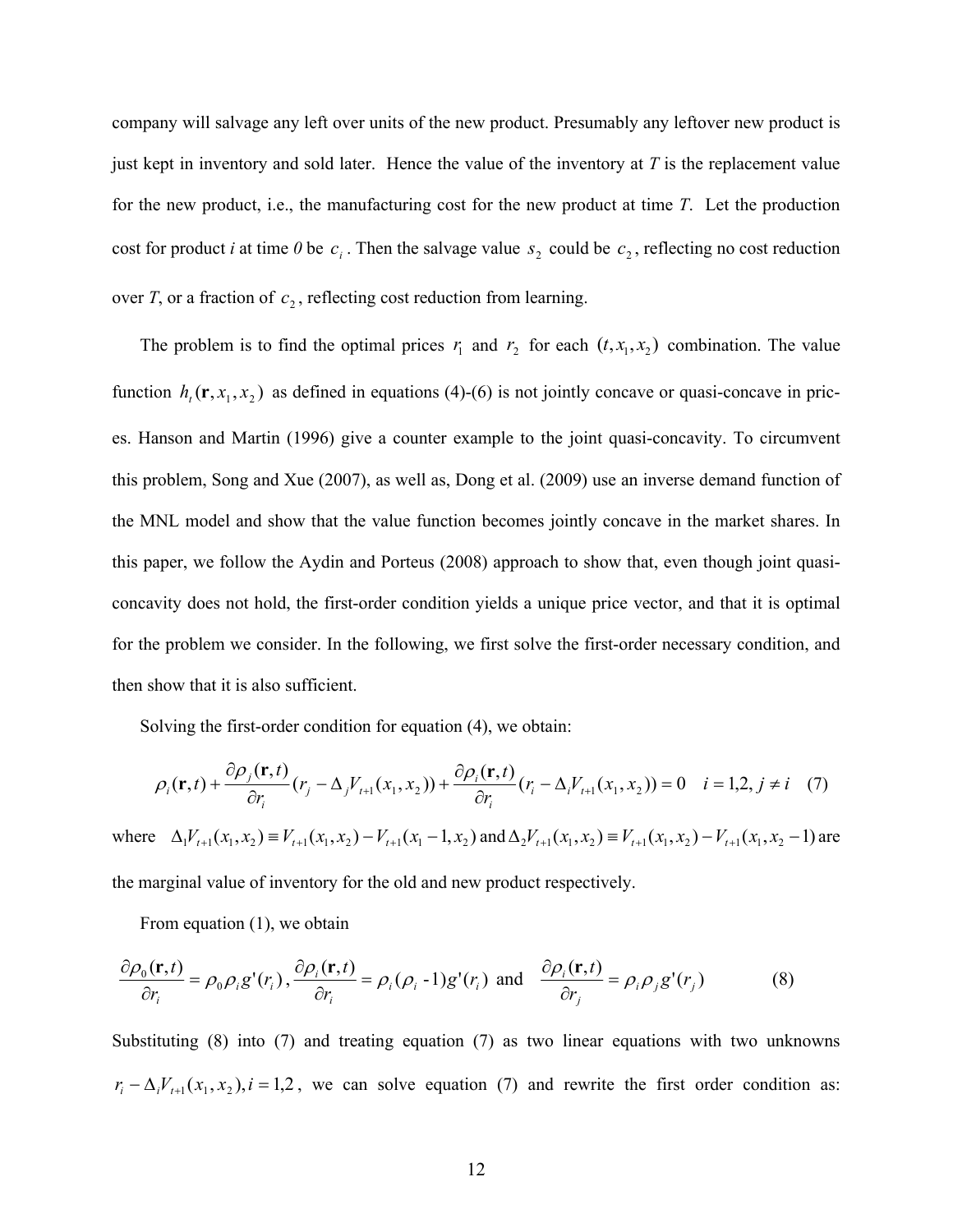company will salvage any left over units of the new product. Presumably any leftover new product is just kept in inventory and sold later. Hence the value of the inventory at $T$ is the replacement value for the new product, i.e., the manufacturing cost for the new product at time $T$. Let the production cost for product $i$ at time $0$ be $c_i$. Then the salvage value $s_2$ could be $c_2$, reflecting no cost reduction over $T$, or a fraction of $c_2$, reflecting cost reduction from learning.

The problem is to find the optimal prices $r_1$ and $r_2$ for each $(t, x_1, x_2)$ combination. The value function $h_t(\mathbf{r}, x_1, x_2)$ as defined in equations (4)-(6) is not jointly concave or quasi-concave in prices. Hanson and Martin (1996) give a counter example to the joint quasi-concavity. To circumvent this problem, Song and Xue (2007), as well as, Dong et al. (2009) use an inverse demand function of the MNL model and show that the value function becomes jointly concave in the market shares. In this paper, we follow the Aydin and Porteus (2008) approach to show that, even though joint quasi-concavity does not hold, the first-order condition yields a unique price vector, and that it is optimal for the problem we consider. In the following, we first solve the first-order necessary condition, and then show that it is also sufficient.

Solving the first-order condition for equation (4), we obtain:

$$\rho_i(\mathbf{r},t) + \frac{\partial \rho_j(\mathbf{r},t)}{\partial r_i}(r_j - \Delta_j V_{t+1}(x_1,x_2)) + \frac{\partial \rho_i(\mathbf{r},t)}{\partial r_i}(r_i - \Delta_i V_{t+1}(x_1,x_2)) = 0 \quad i = 1,2,\ j \neq i \quad (7)$$

where $\Delta_1 V_{t+1}(x_1,x_2) \equiv V_{t+1}(x_1,x_2) - V_{t+1}(x_1-1,x_2)$ and $\Delta_2 V_{t+1}(x_1,x_2) \equiv V_{t+1}(x_1,x_2) - V_{t+1}(x_1,x_2-1)$ are the marginal value of inventory for the old and new product respectively.

From equation (1), we obtain

$$\frac{\partial \rho_0(\mathbf{r},t)}{\partial r_i} = \rho_0 \rho_i g'(r_i),\ \frac{\partial \rho_i(\mathbf{r},t)}{\partial r_i} = \rho_i(\rho_i - 1) g'(r_i) \ \text{and} \ \frac{\partial \rho_i(\mathbf{r},t)}{\partial r_j} = \rho_i \rho_j g'(r_j) \quad (8)$$

Substituting (8) into (7) and treating equation (7) as two linear equations with two unknowns $r_i - \Delta_i V_{t+1}(x_1,x_2), i = 1,2$, we can solve equation (7) and rewrite the first order condition as: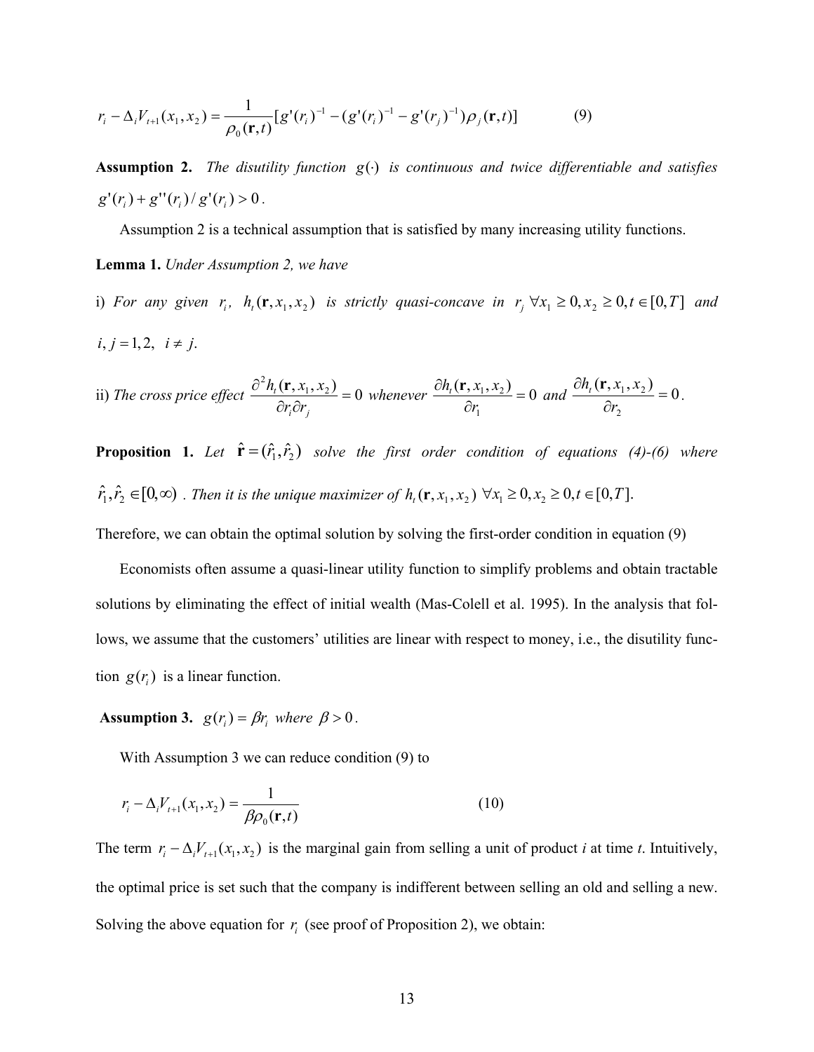$$r_i - \Delta_i V_{t+1}(x_1, x_2) = \frac{1}{\rho_0(\mathbf{r}, t)}[g'(r_i)^{-1} - (g'(r_i)^{-1} - g'(r_j)^{-1})\rho_j(\mathbf{r}, t)] \tag{9}$$

**Assumption 2.** *The disutility function $g(\cdot)$ is continuous and twice differentiable and satisfies $g'(r_i) + g''(r_i)/g'(r_i) > 0$.*

Assumption 2 is a technical assumption that is satisfied by many increasing utility functions.

**Lemma 1.** *Under Assumption 2, we have*

i) *For any given $r_i$, $h_t(\mathbf{r}, x_1, x_2)$ is strictly quasi-concave in $r_j$ $\forall x_1 \geq 0, x_2 \geq 0, t \in [0,T]$ and $i, j = 1, 2, \; i \neq j$.*

ii) *The cross price effect $\frac{\partial^2 h_t(\mathbf{r}, x_1, x_2)}{\partial r_i \partial r_j} = 0$ whenever $\frac{\partial h_t(\mathbf{r}, x_1, x_2)}{\partial r_1} = 0$ and $\frac{\partial h_t(\mathbf{r}, x_1, x_2)}{\partial r_2} = 0$.*

**Proposition 1.** *Let $\hat{\mathbf{r}} = (\hat{r}_1, \hat{r}_2)$ solve the first order condition of equations (4)-(6) where $\hat{r}_1, \hat{r}_2 \in [0, \infty)$. Then it is the unique maximizer of $h_t(\mathbf{r}, x_1, x_2)$ $\forall x_1 \geq 0, x_2 \geq 0, t \in [0,T]$.*

Therefore, we can obtain the optimal solution by solving the first-order condition in equation (9)

Economists often assume a quasi-linear utility function to simplify problems and obtain tractable solutions by eliminating the effect of initial wealth (Mas-Colell et al. 1995). In the analysis that follows, we assume that the customers' utilities are linear with respect to money, i.e., the disutility function $g(r_i)$ is a linear function.

**Assumption 3.** *$g(r_i) = \beta r_i$ where $\beta > 0$.*

With Assumption 3 we can reduce condition (9) to

$$r_i - \Delta_i V_{t+1}(x_1, x_2) = \frac{1}{\beta \rho_0(\mathbf{r}, t)} \tag{10}$$

The term $r_i - \Delta_i V_{t+1}(x_1, x_2)$ is the marginal gain from selling a unit of product *i* at time *t*. Intuitively, the optimal price is set such that the company is indifferent between selling an old and selling a new. Solving the above equation for $r_i$ (see proof of Proposition 2), we obtain: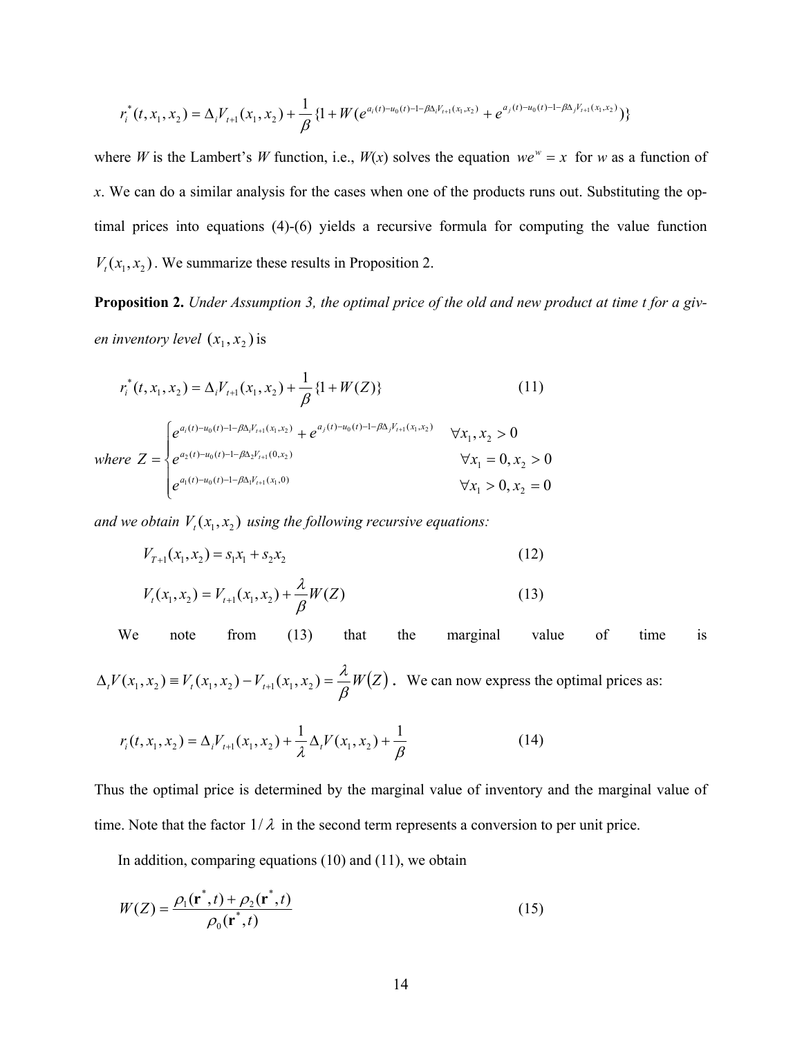$$r_i^*(t, x_1, x_2) = \Delta_i V_{t+1}(x_1, x_2) + \frac{1}{\beta}\{1 + W(e^{a_i(t) - u_0(t) - 1 - \beta \Delta_i V_{t+1}(x_1, x_2)} + e^{a_j(t) - u_0(t) - 1 - \beta \Delta_j V_{t+1}(x_1, x_2)})\}$$

where $W$ is the Lambert's $W$ function, i.e., $W(x)$ solves the equation $we^w = x$ for $w$ as a function of $x$. We can do a similar analysis for the cases when one of the products runs out. Substituting the optimal prices into equations (4)-(6) yields a recursive formula for computing the value function $V_t(x_1, x_2)$. We summarize these results in Proposition 2.

**Proposition 2.** *Under Assumption 3, the optimal price of the old and new product at time t for a given inventory level* $(x_1, x_2)$ is

$$r_i^*(t, x_1, x_2) = \Delta_i V_{t+1}(x_1, x_2) + \frac{1}{\beta}\{1 + W(Z)\} \tag{11}$$

$$\textit{where } Z = \begin{cases} e^{a_i(t) - u_0(t) - 1 - \beta \Delta_i V_{t+1}(x_1, x_2)} + e^{a_j(t) - u_0(t) - 1 - \beta \Delta_j V_{t+1}(x_1, x_2)} & \forall x_1, x_2 > 0 \\ e^{a_2(t) - u_0(t) - 1 - \beta \Delta_2 V_{t+1}(0, x_2)} & \forall x_1 = 0, x_2 > 0 \\ e^{a_1(t) - u_0(t) - 1 - \beta \Delta_1 V_{t+1}(x_1, 0)} & \forall x_1 > 0, x_2 = 0 \end{cases}$$

*and we obtain* $V_t(x_1, x_2)$ *using the following recursive equations:*

$$V_{T+1}(x_1, x_2) = s_1 x_1 + s_2 x_2 \tag{12}$$

$$V_t(x_1, x_2) = V_{t+1}(x_1, x_2) + \frac{\lambda}{\beta} W(Z) \tag{13}$$

We note from (13) that the marginal value of time is $\Delta_t V(x_1, x_2) \equiv V_t(x_1, x_2) - V_{t+1}(x_1, x_2) = \frac{\lambda}{\beta} W(Z)$. We can now express the optimal prices as:

$$r_i(t, x_1, x_2) = \Delta_i V_{t+1}(x_1, x_2) + \frac{1}{\lambda} \Delta_t V(x_1, x_2) + \frac{1}{\beta} \tag{14}$$

Thus the optimal price is determined by the marginal value of inventory and the marginal value of time. Note that the factor $1/\lambda$ in the second term represents a conversion to per unit price.

In addition, comparing equations (10) and (11), we obtain

$$W(Z) = \frac{\rho_1(\mathbf{r}^*, t) + \rho_2(\mathbf{r}^*, t)}{\rho_0(\mathbf{r}^*, t)} \tag{15}$$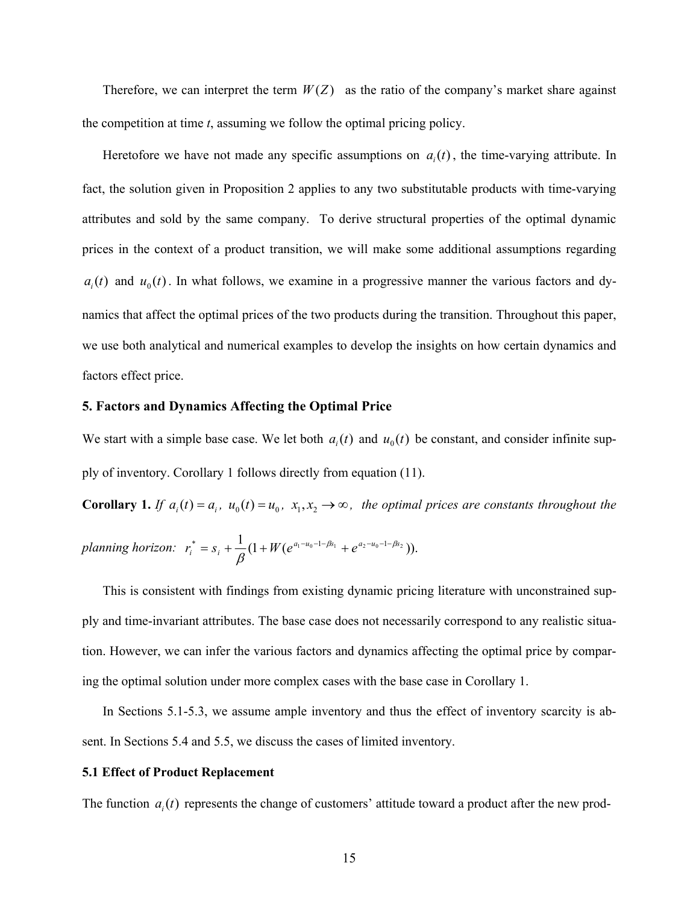Therefore, we can interpret the term $W(Z)$ as the ratio of the company's market share against the competition at time *t*, assuming we follow the optimal pricing policy.

Heretofore we have not made any specific assumptions on $a_i(t)$, the time-varying attribute. In fact, the solution given in Proposition 2 applies to any two substitutable products with time-varying attributes and sold by the same company. To derive structural properties of the optimal dynamic prices in the context of a product transition, we will make some additional assumptions regarding $a_i(t)$ and $u_0(t)$. In what follows, we examine in a progressive manner the various factors and dynamics that affect the optimal prices of the two products during the transition. Throughout this paper, we use both analytical and numerical examples to develop the insights on how certain dynamics and factors effect price.

## 5. Factors and Dynamics Affecting the Optimal Price

We start with a simple base case. We let both $a_i(t)$ and $u_0(t)$ be constant, and consider infinite supply of inventory. Corollary 1 follows directly from equation (11).

**Corollary 1.** *If $a_i(t) = a_i$, $u_0(t) = u_0$, $x_1, x_2 \to \infty$, the optimal prices are constants throughout the planning horizon:* $r_i^* = s_i + \frac{1}{\beta}(1 + W(e^{a_1 - u_0 - 1 - \beta s_1} + e^{a_2 - u_0 - 1 - \beta s_2}))$.

This is consistent with findings from existing dynamic pricing literature with unconstrained supply and time-invariant attributes. The base case does not necessarily correspond to any realistic situation. However, we can infer the various factors and dynamics affecting the optimal price by comparing the optimal solution under more complex cases with the base case in Corollary 1.

In Sections 5.1-5.3, we assume ample inventory and thus the effect of inventory scarcity is absent. In Sections 5.4 and 5.5, we discuss the cases of limited inventory.

### 5.1 Effect of Product Replacement

The function $a_i(t)$ represents the change of customers' attitude toward a product after the new prod-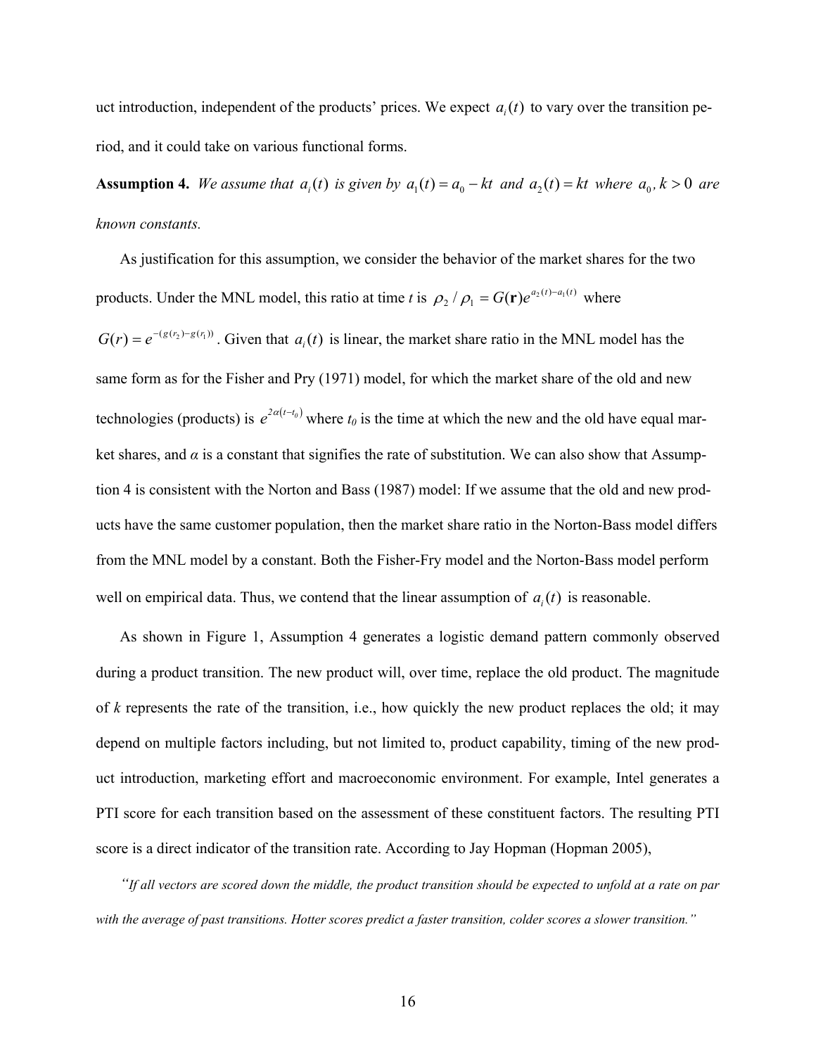uct introduction, independent of the products' prices. We expect $a_i(t)$ to vary over the transition period, and it could take on various functional forms.

**Assumption 4.** *We assume that $a_i(t)$ is given by $a_1(t) = a_0 - kt$ and $a_2(t) = kt$ where $a_0, k > 0$ are known constants.*

As justification for this assumption, we consider the behavior of the market shares for the two products. Under the MNL model, this ratio at time *t* is $\rho_2 / \rho_1 = G(\mathbf{r})e^{a_2(t)-a_1(t)}$ where $G(r) = e^{-(g(r_2)-g(r_1))}$. Given that $a_i(t)$ is linear, the market share ratio in the MNL model has the same form as for the Fisher and Pry (1971) model, for which the market share of the old and new technologies (products) is $e^{2\alpha(t-t_0)}$ where $t_0$ is the time at which the new and the old have equal market shares, and $\alpha$ is a constant that signifies the rate of substitution. We can also show that Assumption 4 is consistent with the Norton and Bass (1987) model: If we assume that the old and new products have the same customer population, then the market share ratio in the Norton-Bass model differs from the MNL model by a constant. Both the Fisher-Fry model and the Norton-Bass model perform well on empirical data. Thus, we contend that the linear assumption of $a_i(t)$ is reasonable.

As shown in Figure 1, Assumption 4 generates a logistic demand pattern commonly observed during a product transition. The new product will, over time, replace the old product. The magnitude of *k* represents the rate of the transition, i.e., how quickly the new product replaces the old; it may depend on multiple factors including, but not limited to, product capability, timing of the new product introduction, marketing effort and macroeconomic environment. For example, Intel generates a PTI score for each transition based on the assessment of these constituent factors. The resulting PTI score is a direct indicator of the transition rate. According to Jay Hopman (Hopman 2005),

*"If all vectors are scored down the middle, the product transition should be expected to unfold at a rate on par with the average of past transitions. Hotter scores predict a faster transition, colder scores a slower transition."*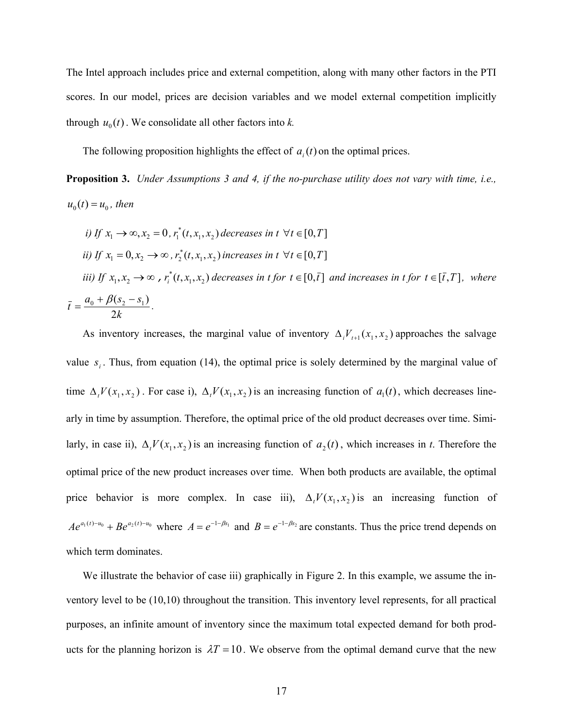The Intel approach includes price and external competition, along with many other factors in the PTI scores. In our model, prices are decision variables and we model external competition implicitly through $u_0(t)$. We consolidate all other factors into *k.*

The following proposition highlights the effect of $a_i(t)$ on the optimal prices.

**Proposition 3.** *Under Assumptions 3 and 4, if the no-purchase utility does not vary with time, i.e., $u_0(t) = u_0$, then*

*i) If $x_1 \to \infty, x_2 = 0$, $r_1^*(t, x_1, x_2)$ decreases in t $\forall t \in [0,T]$*

*ii) If $x_1 = 0, x_2 \to \infty$, $r_2^*(t, x_1, x_2)$ increases in t $\forall t \in [0,T]$*

*iii) If $x_1, x_2 \to \infty$, $r_i^*(t, x_1, x_2)$ decreases in t for $t \in [0, \bar{t}]$ and increases in t for $t \in [\bar{t}, T]$, where $\bar{t} = \dfrac{a_0 + \beta(s_2 - s_1)}{2k}$.*

As inventory increases, the marginal value of inventory $\Delta_i V_{t+1}(x_1, x_2)$ approaches the salvage value $s_i$. Thus, from equation (14), the optimal price is solely determined by the marginal value of time $\Delta_t V(x_1, x_2)$. For case i), $\Delta_t V(x_1, x_2)$ is an increasing function of $a_1(t)$, which decreases linearly in time by assumption. Therefore, the optimal price of the old product decreases over time. Similarly, in case ii), $\Delta_t V(x_1, x_2)$ is an increasing function of $a_2(t)$, which increases in *t*. Therefore the optimal price of the new product increases over time. When both products are available, the optimal price behavior is more complex. In case iii), $\Delta_t V(x_1, x_2)$ is an increasing function of $Ae^{a_1(t)-u_0} + Be^{a_2(t)-u_0}$ where $A = e^{-1-\beta s_1}$ and $B = e^{-1-\beta s_2}$ are constants. Thus the price trend depends on which term dominates.

We illustrate the behavior of case iii) graphically in Figure 2. In this example, we assume the inventory level to be (10,10) throughout the transition. This inventory level represents, for all practical purposes, an infinite amount of inventory since the maximum total expected demand for both products for the planning horizon is $\lambda T = 10$. We observe from the optimal demand curve that the new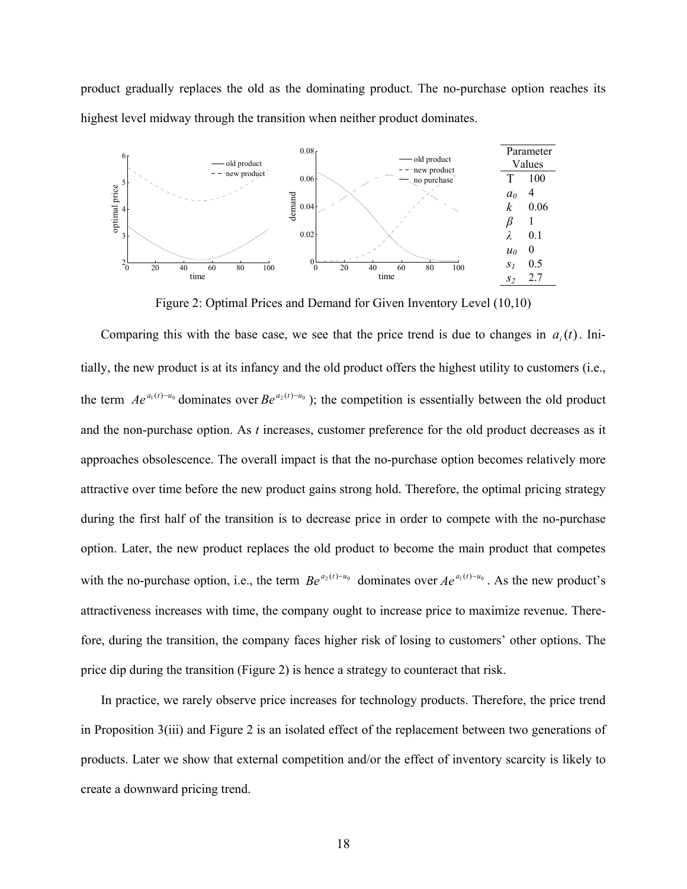product gradually replaces the old as the dominating product. The no-purchase option reaches its highest level midway through the transition when neither product dominates.

| Parameter | Values |
|---|---|
| T | 100 |
| $a_0$ | 4 |
| $k$ | 0.06 |
| $\beta$ | 1 |
| $\lambda$ | 0.1 |
| $u_0$ | 0 |
| $s_1$ | 0.5 |
| $s_2$ | 2.7 |

Figure 2: Optimal Prices and Demand for Given Inventory Level (10,10)

Comparing this with the base case, we see that the price trend is due to changes in $a_i(t)$. Initially, the new product is at its infancy and the old product offers the highest utility to customers (i.e., the term $Ae^{a_1(t)-u_0}$ dominates over $Be^{a_2(t)-u_0}$); the competition is essentially between the old product and the non-purchase option. As $t$ increases, customer preference for the old product decreases as it approaches obsolescence. The overall impact is that the no-purchase option becomes relatively more attractive over time before the new product gains strong hold. Therefore, the optimal pricing strategy during the first half of the transition is to decrease price in order to compete with the no-purchase option. Later, the new product replaces the old product to become the main product that competes with the no-purchase option, i.e., the term $Be^{a_2(t)-u_0}$ dominates over $Ae^{a_1(t)-u_0}$. As the new product's attractiveness increases with time, the company ought to increase price to maximize revenue. Therefore, during the transition, the company faces higher risk of losing to customers' other options. The price dip during the transition (Figure 2) is hence a strategy to counteract that risk.

In practice, we rarely observe price increases for technology products. Therefore, the price trend in Proposition 3(iii) and Figure 2 is an isolated effect of the replacement between two generations of products. Later we show that external competition and/or the effect of inventory scarcity is likely to create a downward pricing trend.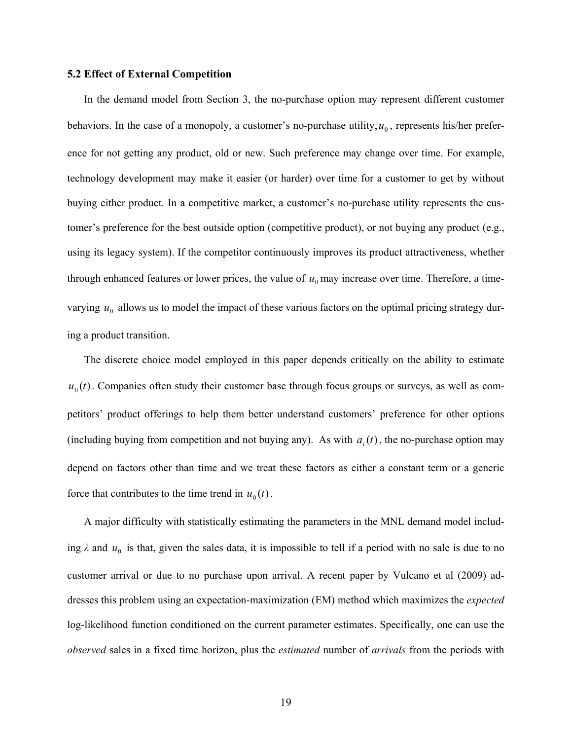### 5.2 Effect of External Competition

In the demand model from Section 3, the no-purchase option may represent different customer behaviors. In the case of a monopoly, a customer's no-purchase utility, $u_0$, represents his/her preference for not getting any product, old or new. Such preference may change over time. For example, technology development may make it easier (or harder) over time for a customer to get by without buying either product. In a competitive market, a customer's no-purchase utility represents the customer's preference for the best outside option (competitive product), or not buying any product (e.g., using its legacy system). If the competitor continuously improves its product attractiveness, whether through enhanced features or lower prices, the value of $u_0$ may increase over time. Therefore, a time-varying $u_0$ allows us to model the impact of these various factors on the optimal pricing strategy during a product transition.

The discrete choice model employed in this paper depends critically on the ability to estimate $u_0(t)$. Companies often study their customer base through focus groups or surveys, as well as competitors' product offerings to help them better understand customers' preference for other options (including buying from competition and not buying any). As with $a_i(t)$, the no-purchase option may depend on factors other than time and we treat these factors as either a constant term or a generic force that contributes to the time trend in $u_0(t)$.

A major difficulty with statistically estimating the parameters in the MNL demand model including $\lambda$ and $u_0$ is that, given the sales data, it is impossible to tell if a period with no sale is due to no customer arrival or due to no purchase upon arrival. A recent paper by Vulcano et al (2009) addresses this problem using an expectation-maximization (EM) method which maximizes the *expected* log-likelihood function conditioned on the current parameter estimates. Specifically, one can use the *observed* sales in a fixed time horizon, plus the *estimated* number of *arrivals* from the periods with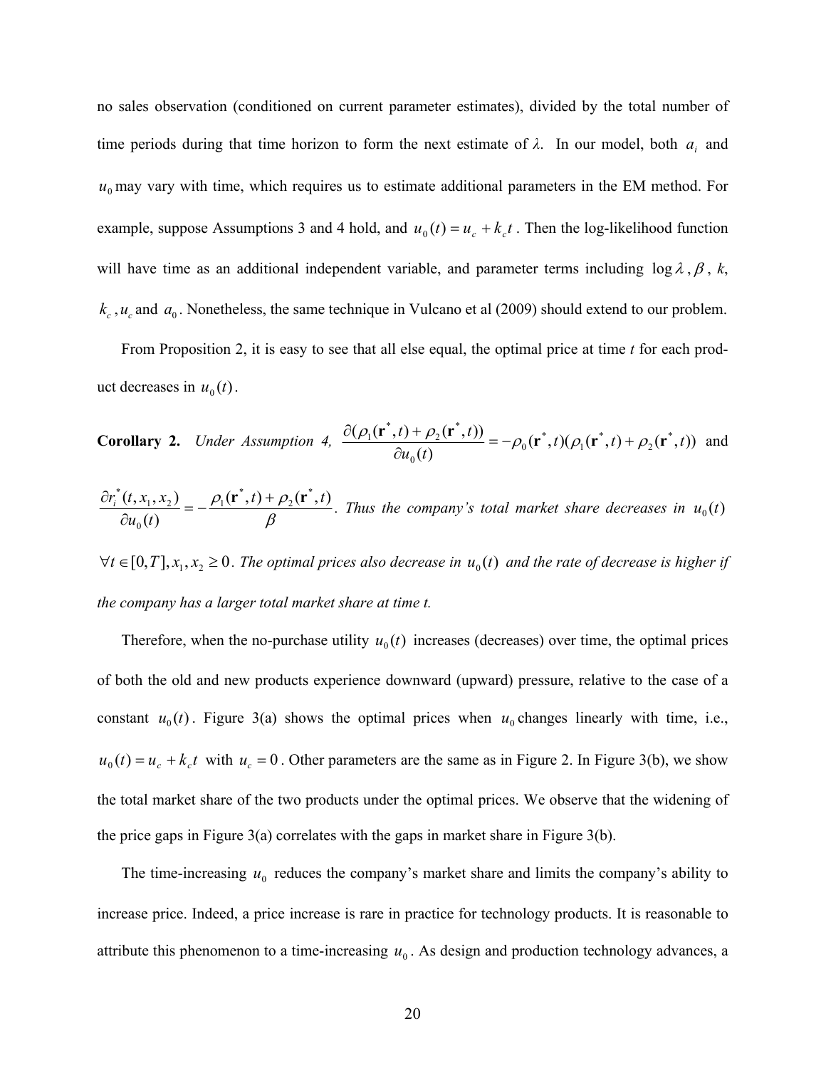no sales observation (conditioned on current parameter estimates), divided by the total number of time periods during that time horizon to form the next estimate of *λ*. In our model, both $a_i$ and $u_0$ may vary with time, which requires us to estimate additional parameters in the EM method. For example, suppose Assumptions 3 and 4 hold, and $u_0(t) = u_c + k_c t$. Then the log-likelihood function will have time as an additional independent variable, and parameter terms including $\log \lambda$, $\beta$, *k*, $k_c$, $u_c$ and $a_0$. Nonetheless, the same technique in Vulcano et al (2009) should extend to our problem.

From Proposition 2, it is easy to see that all else equal, the optimal price at time *t* for each product decreases in $u_0(t)$.

**Corollary 2.** *Under Assumption 4,* $\frac{\partial(\rho_1(\mathbf{r}^*,t) + \rho_2(\mathbf{r}^*,t))}{\partial u_0(t)} = -\rho_0(\mathbf{r}^*,t)(\rho_1(\mathbf{r}^*,t) + \rho_2(\mathbf{r}^*,t))$ and $\frac{\partial r_i^*(t,x_1,x_2)}{\partial u_0(t)} = -\frac{\rho_1(\mathbf{r}^*,t) + \rho_2(\mathbf{r}^*,t)}{\beta}$. *Thus the company's total market share decreases in* $u_0(t)$ $\forall t \in [0,T], x_1, x_2 \geq 0$. *The optimal prices also decrease in* $u_0(t)$ *and the rate of decrease is higher if the company has a larger total market share at time t.*

Therefore, when the no-purchase utility $u_0(t)$ increases (decreases) over time, the optimal prices of both the old and new products experience downward (upward) pressure, relative to the case of a constant $u_0(t)$. Figure 3(a) shows the optimal prices when $u_0$ changes linearly with time, i.e., $u_0(t) = u_c + k_c t$ with $u_c = 0$. Other parameters are the same as in Figure 2. In Figure 3(b), we show the total market share of the two products under the optimal prices. We observe that the widening of the price gaps in Figure 3(a) correlates with the gaps in market share in Figure 3(b).

The time-increasing $u_0$ reduces the company's market share and limits the company's ability to increase price. Indeed, a price increase is rare in practice for technology products. It is reasonable to attribute this phenomenon to a time-increasing $u_0$. As design and production technology advances, a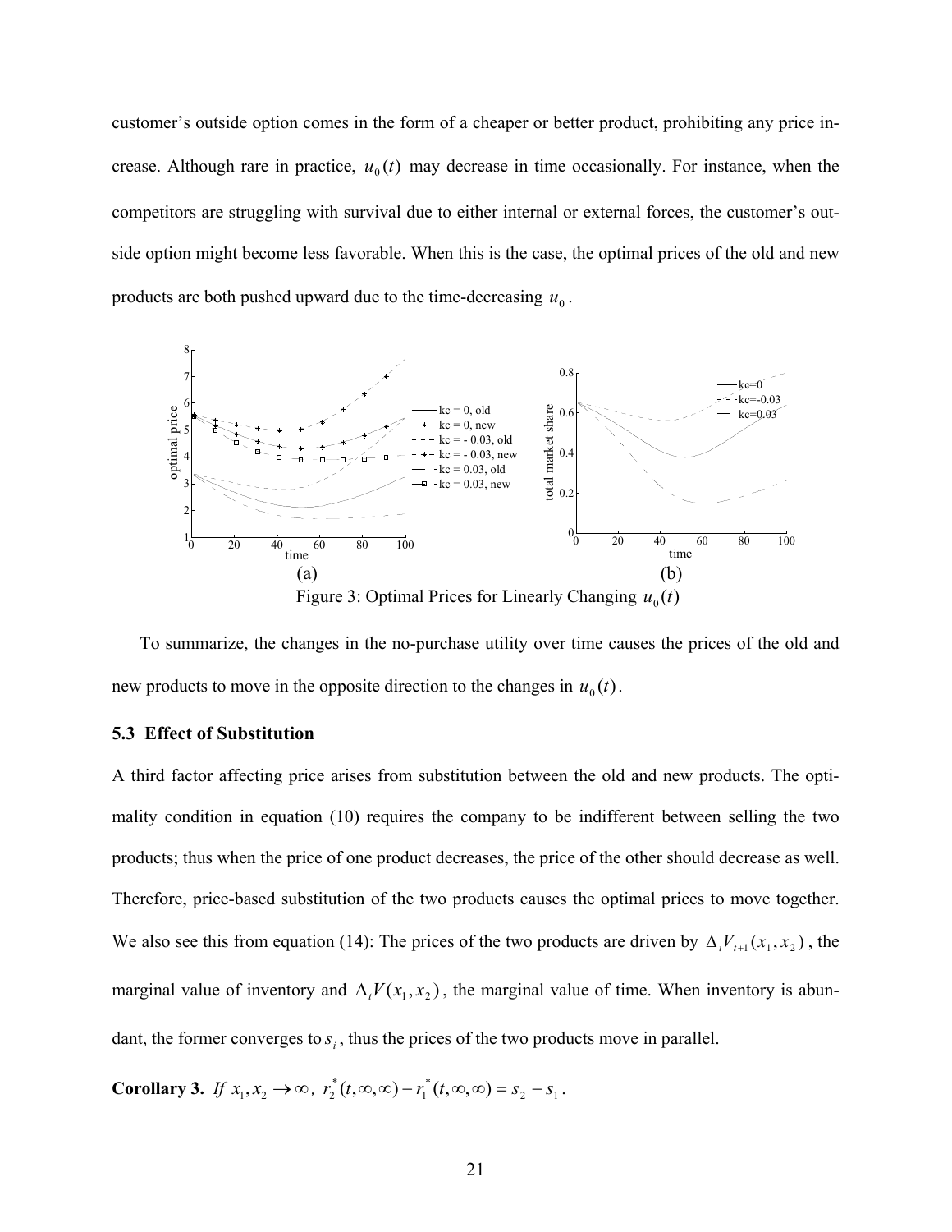customer's outside option comes in the form of a cheaper or better product, prohibiting any price increase. Although rare in practice, $u_0(t)$ may decrease in time occasionally. For instance, when the competitors are struggling with survival due to either internal or external forces, the customer's outside option might become less favorable. When this is the case, the optimal prices of the old and new products are both pushed upward due to the time-decreasing $u_0$.

(a) (b)

Figure 3: Optimal Prices for Linearly Changing $u_0(t)$

To summarize, the changes in the no-purchase utility over time causes the prices of the old and new products to move in the opposite direction to the changes in $u_0(t)$.

### 5.3 Effect of Substitution

A third factor affecting price arises from substitution between the old and new products. The optimality condition in equation (10) requires the company to be indifferent between selling the two products; thus when the price of one product decreases, the price of the other should decrease as well. Therefore, price-based substitution of the two products causes the optimal prices to move together. We also see this from equation (14): The prices of the two products are driven by $\Delta_i V_{t+1}(x_1, x_2)$, the marginal value of inventory and $\Delta_t V(x_1, x_2)$, the marginal value of time. When inventory is abundant, the former converges to $s_i$, thus the prices of the two products move in parallel.

**Corollary 3.** *If* $x_1, x_2 \to \infty$, $r_2^*(t,\infty,\infty) - r_1^*(t,\infty,\infty) = s_2 - s_1$.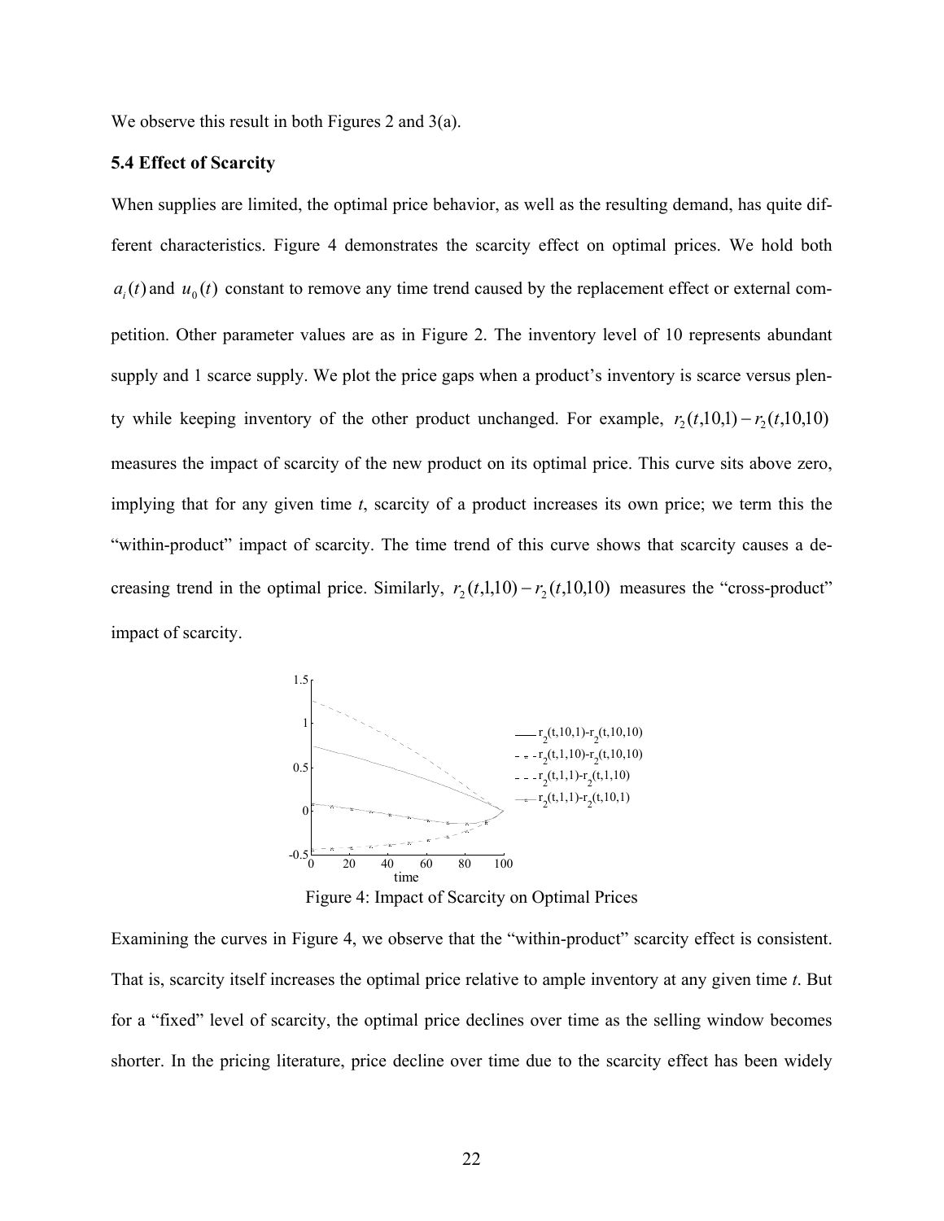We observe this result in both Figures 2 and 3(a).

### 5.4 Effect of Scarcity

When supplies are limited, the optimal price behavior, as well as the resulting demand, has quite different characteristics. Figure 4 demonstrates the scarcity effect on optimal prices. We hold both $a_i(t)$ and $u_0(t)$ constant to remove any time trend caused by the replacement effect or external competition. Other parameter values are as in Figure 2. The inventory level of 10 represents abundant supply and 1 scarce supply. We plot the price gaps when a product's inventory is scarce versus plenty while keeping inventory of the other product unchanged. For example, $r_2(t,10,1) - r_2(t,10,10)$ measures the impact of scarcity of the new product on its optimal price. This curve sits above zero, implying that for any given time *t*, scarcity of a product increases its own price; we term this the "within-product" impact of scarcity. The time trend of this curve shows that scarcity causes a decreasing trend in the optimal price. Similarly, $r_2(t,1,10) - r_2(t,10,10)$ measures the "cross-product" impact of scarcity.

Figure 4: Impact of Scarcity on Optimal Prices

Examining the curves in Figure 4, we observe that the "within-product" scarcity effect is consistent. That is, scarcity itself increases the optimal price relative to ample inventory at any given time *t*. But for a "fixed" level of scarcity, the optimal price declines over time as the selling window becomes shorter. In the pricing literature, price decline over time due to the scarcity effect has been widely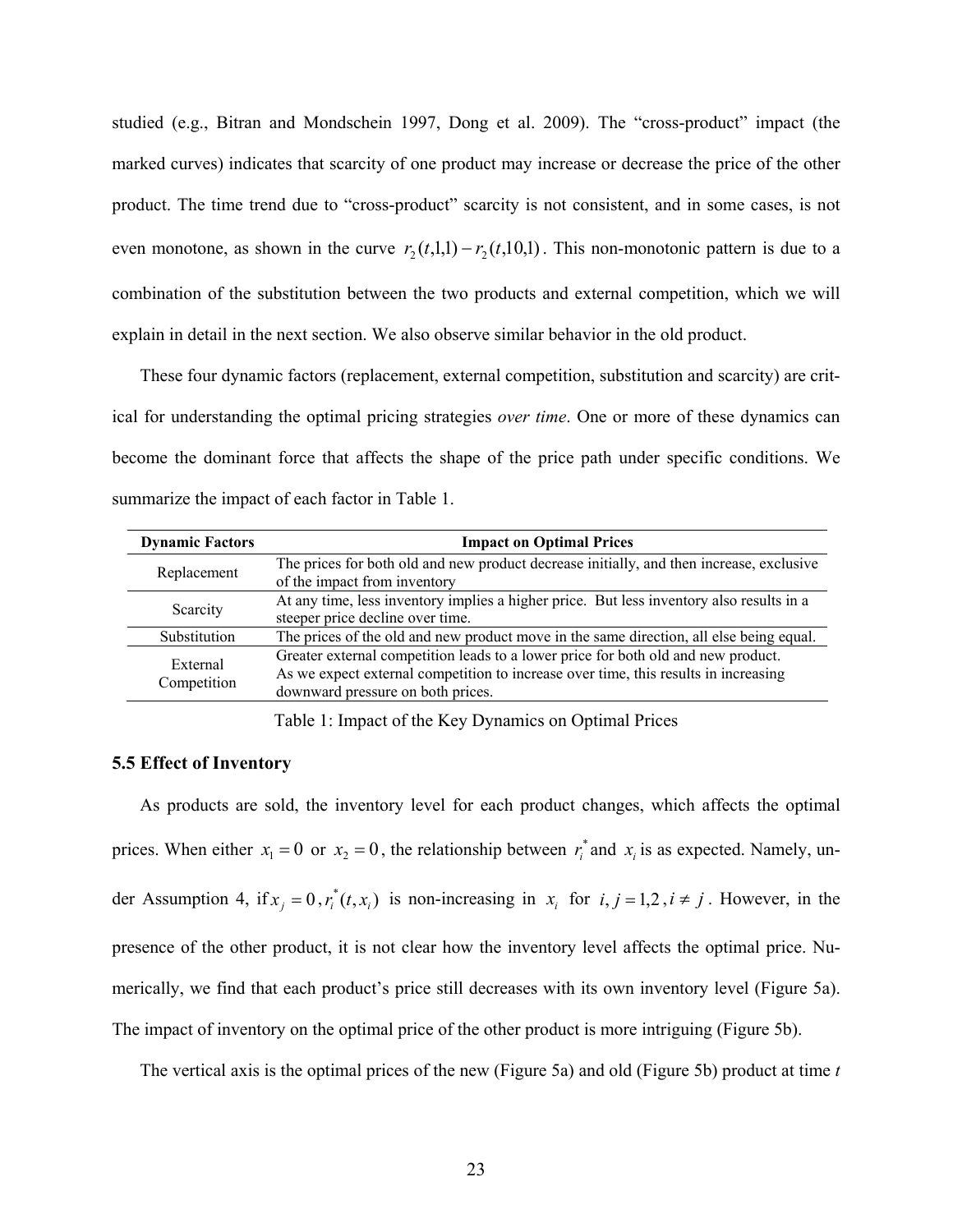studied (e.g., Bitran and Mondschein 1997, Dong et al. 2009). The "cross-product" impact (the marked curves) indicates that scarcity of one product may increase or decrease the price of the other product. The time trend due to "cross-product" scarcity is not consistent, and in some cases, is not even monotone, as shown in the curve $r_2(t,1,1) - r_2(t,10,1)$. This non-monotonic pattern is due to a combination of the substitution between the two products and external competition, which we will explain in detail in the next section. We also observe similar behavior in the old product.

These four dynamic factors (replacement, external competition, substitution and scarcity) are critical for understanding the optimal pricing strategies *over time*. One or more of these dynamics can become the dominant force that affects the shape of the price path under specific conditions. We summarize the impact of each factor in Table 1.

| Dynamic Factors | Impact on Optimal Prices |
|---|---|
| Replacement | The prices for both old and new product decrease initially, and then increase, exclusive of the impact from inventory |
| Scarcity | At any time, less inventory implies a higher price. But less inventory also results in a steeper price decline over time. |
| Substitution | The prices of the old and new product move in the same direction, all else being equal. |
| External Competition | Greater external competition leads to a lower price for both old and new product. As we expect external competition to increase over time, this results in increasing downward pressure on both prices. |

Table 1: Impact of the Key Dynamics on Optimal Prices

### 5.5 Effect of Inventory

As products are sold, the inventory level for each product changes, which affects the optimal prices. When either $x_1 = 0$ or $x_2 = 0$, the relationship between $r_i^*$ and $x_i$ is as expected. Namely, under Assumption 4, if $x_j = 0$, $r_i^*(t, x_i)$ is non-increasing in $x_i$ for $i, j = 1,2$, $i \neq j$. However, in the presence of the other product, it is not clear how the inventory level affects the optimal price. Numerically, we find that each product's price still decreases with its own inventory level (Figure 5a). The impact of inventory on the optimal price of the other product is more intriguing (Figure 5b).

The vertical axis is the optimal prices of the new (Figure 5a) and old (Figure 5b) product at time *t*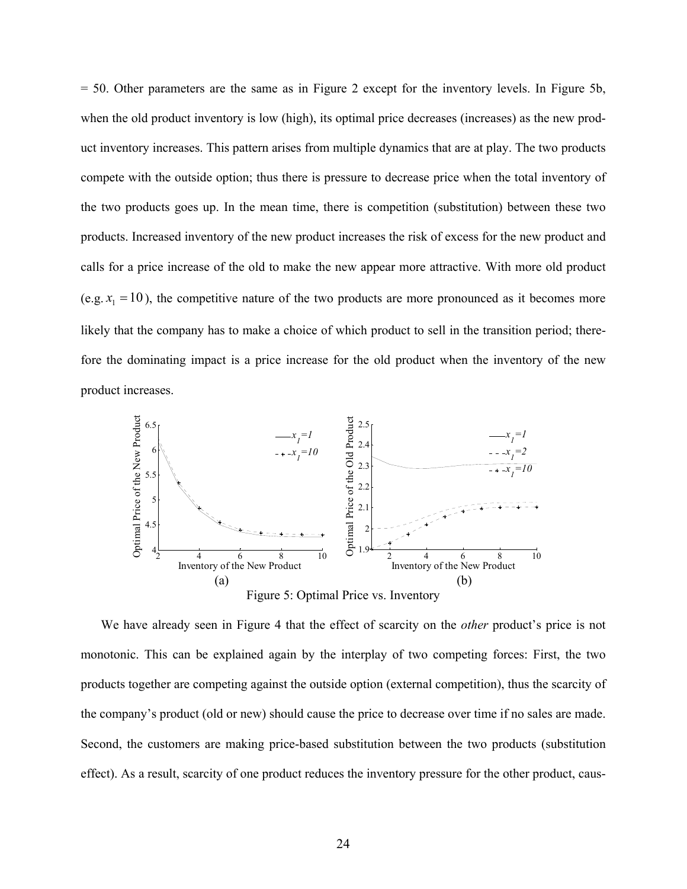= 50. Other parameters are the same as in Figure 2 except for the inventory levels. In Figure 5b, when the old product inventory is low (high), its optimal price decreases (increases) as the new product inventory increases. This pattern arises from multiple dynamics that are at play. The two products compete with the outside option; thus there is pressure to decrease price when the total inventory of the two products goes up. In the mean time, there is competition (substitution) between these two products. Increased inventory of the new product increases the risk of excess for the new product and calls for a price increase of the old to make the new appear more attractive. With more old product (e.g. $x_1 = 10$), the competitive nature of the two products are more pronounced as it becomes more likely that the company has to make a choice of which product to sell in the transition period; therefore the dominating impact is a price increase for the old product when the inventory of the new product increases.

Figure 5: Optimal Price vs. Inventory

We have already seen in Figure 4 that the effect of scarcity on the *other* product's price is not monotonic. This can be explained again by the interplay of two competing forces: First, the two products together are competing against the outside option (external competition), thus the scarcity of the company's product (old or new) should cause the price to decrease over time if no sales are made. Second, the customers are making price-based substitution between the two products (substitution effect). As a result, scarcity of one product reduces the inventory pressure for the other product, caus-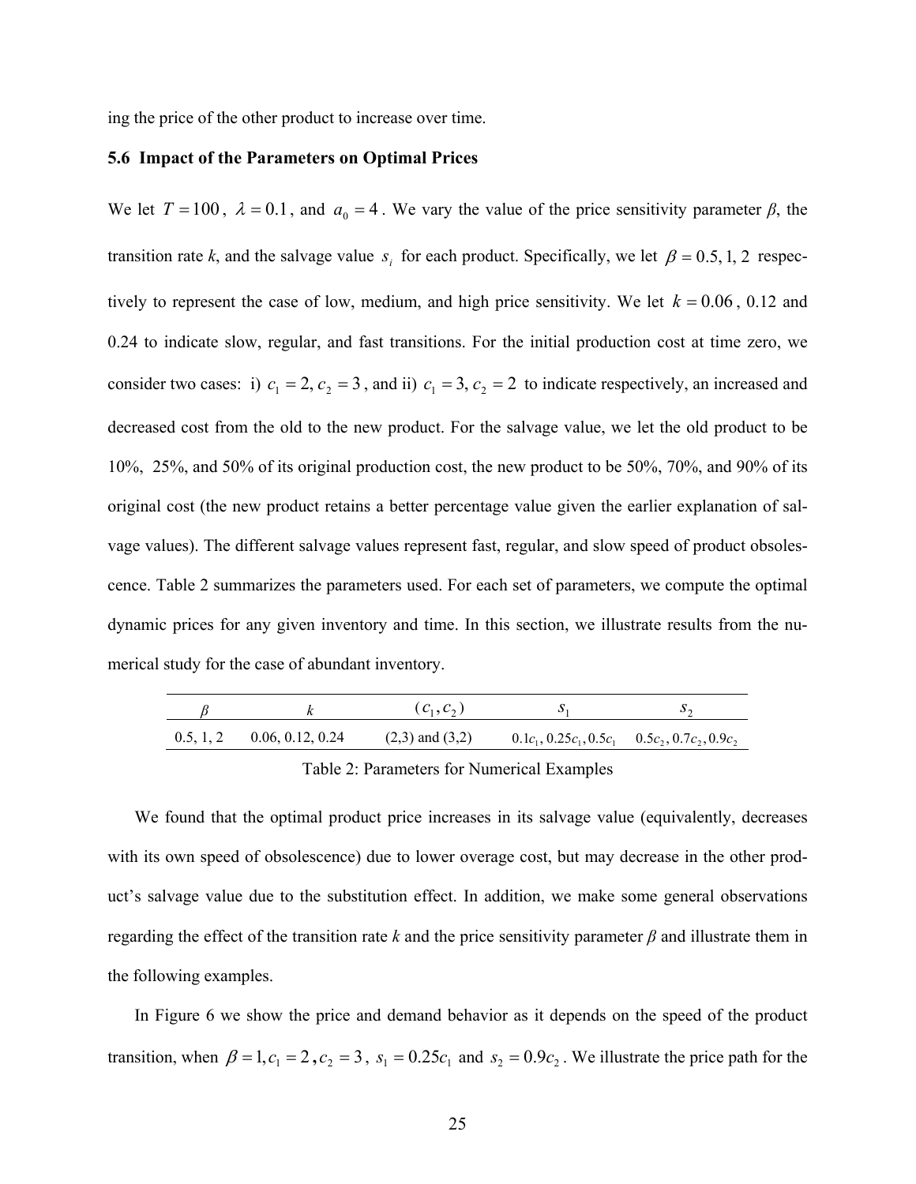ing the price of the other product to increase over time.

### 5.6 Impact of the Parameters on Optimal Prices

We let $T = 100$, $\lambda = 0.1$, and $a_0 = 4$. We vary the value of the price sensitivity parameter *β*, the transition rate *k*, and the salvage value $s_i$ for each product. Specifically, we let $\beta = 0.5, 1, 2$ respectively to represent the case of low, medium, and high price sensitivity. We let $k = 0.06$, 0.12 and 0.24 to indicate slow, regular, and fast transitions. For the initial production cost at time zero, we consider two cases: i) $c_1 = 2, c_2 = 3$, and ii) $c_1 = 3, c_2 = 2$ to indicate respectively, an increased and decreased cost from the old to the new product. For the salvage value, we let the old product to be 10%, 25%, and 50% of its original production cost, the new product to be 50%, 70%, and 90% of its original cost (the new product retains a better percentage value given the earlier explanation of salvage values). The different salvage values represent fast, regular, and slow speed of product obsolescence. Table 2 summarizes the parameters used. For each set of parameters, we compute the optimal dynamic prices for any given inventory and time. In this section, we illustrate results from the numerical study for the case of abundant inventory.

| $\beta$ | $k$ | $(c_1, c_2)$ | $s_1$ | $s_2$ |
|---|---|---|---|---|
| 0.5, 1, 2 | 0.06, 0.12, 0.24 | (2,3) and (3,2) | $0.1c_1, 0.25c_1, 0.5c_1$ | $0.5c_2, 0.7c_2, 0.9c_2$ |

Table 2: Parameters for Numerical Examples

We found that the optimal product price increases in its salvage value (equivalently, decreases with its own speed of obsolescence) due to lower overage cost, but may decrease in the other product's salvage value due to the substitution effect. In addition, we make some general observations regarding the effect of the transition rate *k* and the price sensitivity parameter *β* and illustrate them in the following examples.

In Figure 6 we show the price and demand behavior as it depends on the speed of the product transition, when $\beta = 1, c_1 = 2, c_2 = 3$, $s_1 = 0.25c_1$ and $s_2 = 0.9c_2$. We illustrate the price path for the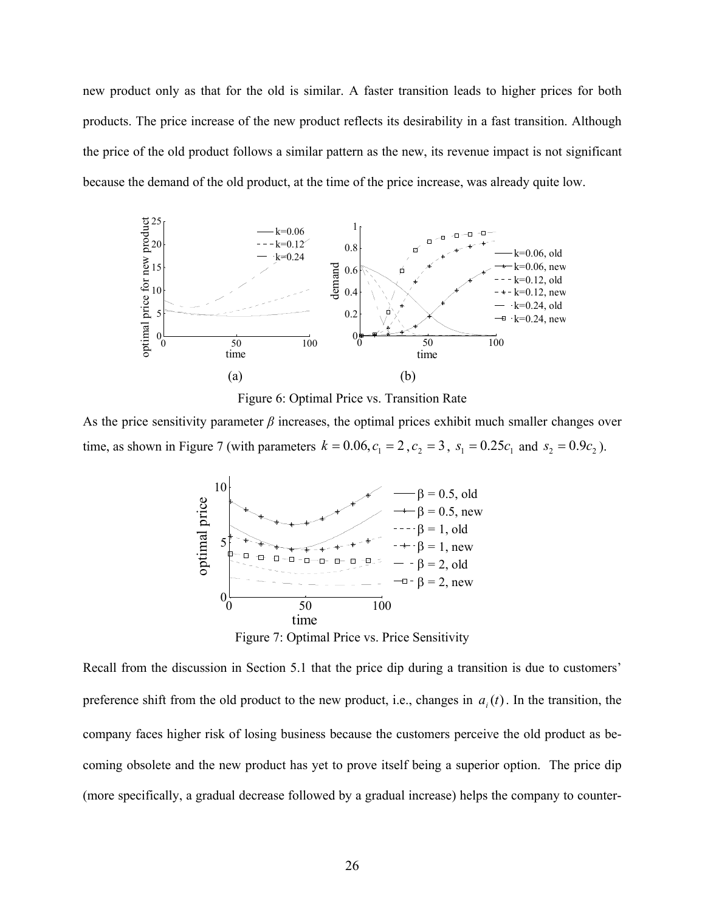new product only as that for the old is similar. A faster transition leads to higher prices for both products. The price increase of the new product reflects its desirability in a fast transition. Although the price of the old product follows a similar pattern as the new, its revenue impact is not significant because the demand of the old product, at the time of the price increase, was already quite low.

(a) (b)

Figure 6: Optimal Price vs. Transition Rate

As the price sensitivity parameter *β* increases, the optimal prices exhibit much smaller changes over time, as shown in Figure 7 (with parameters $k = 0.06, c_1 = 2, c_2 = 3$, $s_1 = 0.25c_1$ and $s_2 = 0.9c_2$).

Figure 7: Optimal Price vs. Price Sensitivity

Recall from the discussion in Section 5.1 that the price dip during a transition is due to customers' preference shift from the old product to the new product, i.e., changes in $a_i(t)$. In the transition, the company faces higher risk of losing business because the customers perceive the old product as becoming obsolete and the new product has yet to prove itself being a superior option. The price dip (more specifically, a gradual decrease followed by a gradual increase) helps the company to counter-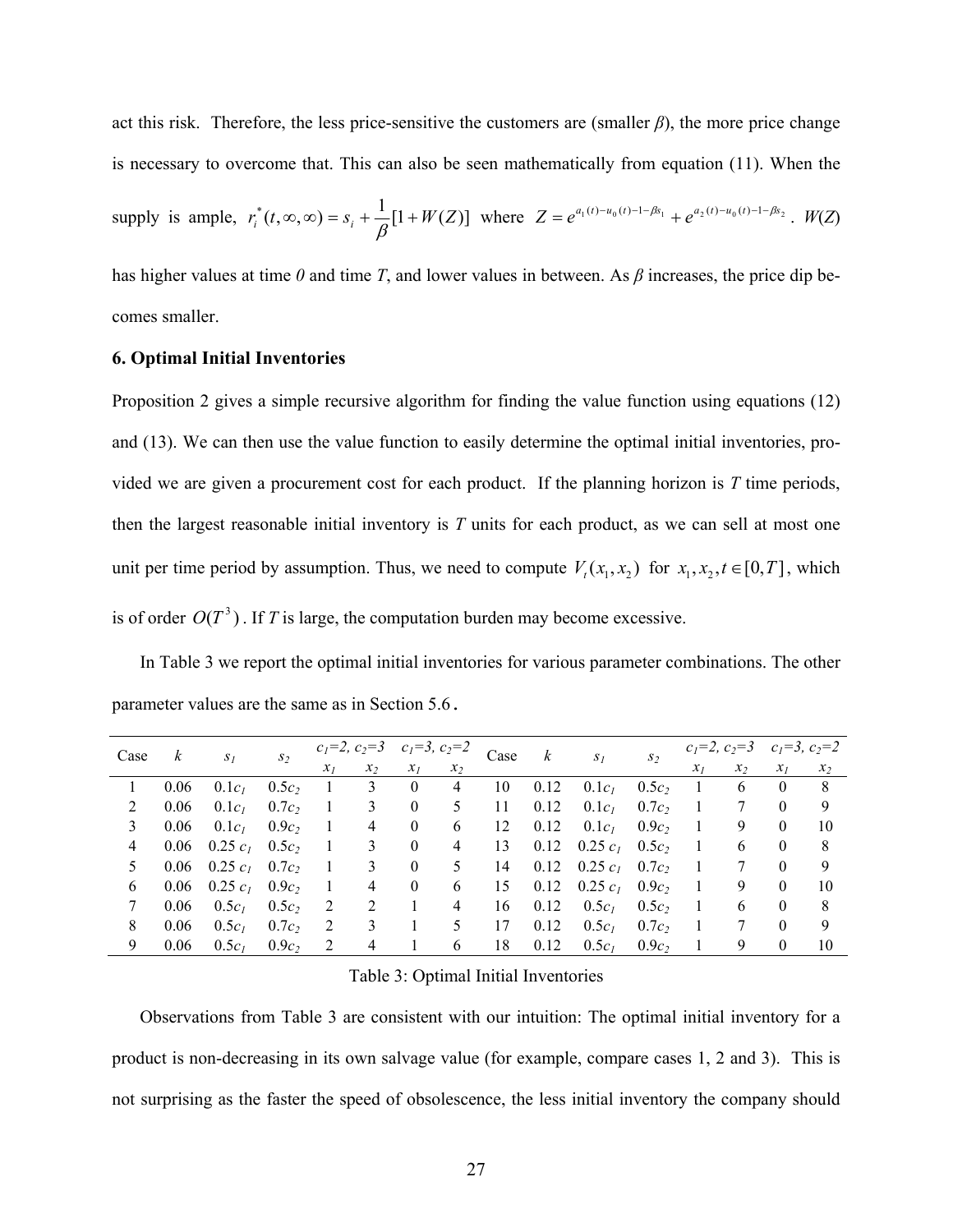act this risk. Therefore, the less price-sensitive the customers are (smaller $\beta$), the more price change is necessary to overcome that. This can also be seen mathematically from equation (11). When the supply is ample, $r_i^*(t,\infty,\infty) = s_i + \frac{1}{\beta}[1+W(Z)]$ where $Z = e^{a_1(t)-u_0(t)-1-\beta s_1} + e^{a_2(t)-u_0(t)-1-\beta s_2}$. $W(Z)$ has higher values at time *0* and time *T*, and lower values in between. As $\beta$ increases, the price dip becomes smaller.

## 6. Optimal Initial Inventories

Proposition 2 gives a simple recursive algorithm for finding the value function using equations (12) and (13). We can then use the value function to easily determine the optimal initial inventories, provided we are given a procurement cost for each product. If the planning horizon is *T* time periods, then the largest reasonable initial inventory is *T* units for each product, as we can sell at most one unit per time period by assumption. Thus, we need to compute $V_t(x_1, x_2)$ for $x_1, x_2, t \in [0, T]$, which is of order $O(T^3)$. If *T* is large, the computation burden may become excessive.

In Table 3 we report the optimal initial inventories for various parameter combinations. The other parameter values are the same as in Section 5.6.

| Case | $k$ | $s_1$ | $s_2$ | $c_1=2$, $c_2=3$ | | $c_1=3$, $c_2=2$ | | Case | $k$ | $s_1$ | $s_2$ | $c_1=2$, $c_2=3$ | | $c_1=3$, $c_2=2$ | |
|---|---|---|---|---|---|---|---|---|---|---|---|---|---|---|---|
| | | | | $x_1$ | $x_2$ | $x_1$ | $x_2$ | | | | | $x_1$ | $x_2$ | $x_1$ | $x_2$ |
| 1 | 0.06 | $0.1c_1$ | $0.5c_2$ | 1 | 3 | 0 | 4 | 10 | 0.12 | $0.1c_1$ | $0.5c_2$ | 1 | 6 | 0 | 8 |
| 2 | 0.06 | $0.1c_1$ | $0.7c_2$ | 1 | 3 | 0 | 5 | 11 | 0.12 | $0.1c_1$ | $0.7c_2$ | 1 | 7 | 0 | 9 |
| 3 | 0.06 | $0.1c_1$ | $0.9c_2$ | 1 | 4 | 0 | 6 | 12 | 0.12 | $0.1c_1$ | $0.9c_2$ | 1 | 9 | 0 | 10 |
| 4 | 0.06 | $0.25c_1$ | $0.5c_2$ | 1 | 3 | 0 | 4 | 13 | 0.12 | $0.25c_1$ | $0.5c_2$ | 1 | 6 | 0 | 8 |
| 5 | 0.06 | $0.25c_1$ | $0.7c_2$ | 1 | 3 | 0 | 5 | 14 | 0.12 | $0.25c_1$ | $0.7c_2$ | 1 | 7 | 0 | 9 |
| 6 | 0.06 | $0.25c_1$ | $0.9c_2$ | 1 | 4 | 0 | 6 | 15 | 0.12 | $0.25c_1$ | $0.9c_2$ | 1 | 9 | 0 | 10 |
| 7 | 0.06 | $0.5c_1$ | $0.5c_2$ | 2 | 2 | 1 | 4 | 16 | 0.12 | $0.5c_1$ | $0.5c_2$ | 1 | 6 | 0 | 8 |
| 8 | 0.06 | $0.5c_1$ | $0.7c_2$ | 2 | 3 | 1 | 5 | 17 | 0.12 | $0.5c_1$ | $0.7c_2$ | 1 | 7 | 0 | 9 |
| 9 | 0.06 | $0.5c_1$ | $0.9c_2$ | 2 | 4 | 1 | 6 | 18 | 0.12 | $0.5c_1$ | $0.9c_2$ | 1 | 9 | 0 | 10 |

Table 3: Optimal Initial Inventories

Observations from Table 3 are consistent with our intuition: The optimal initial inventory for a product is non-decreasing in its own salvage value (for example, compare cases 1, 2 and 3). This is not surprising as the faster the speed of obsolescence, the less initial inventory the company should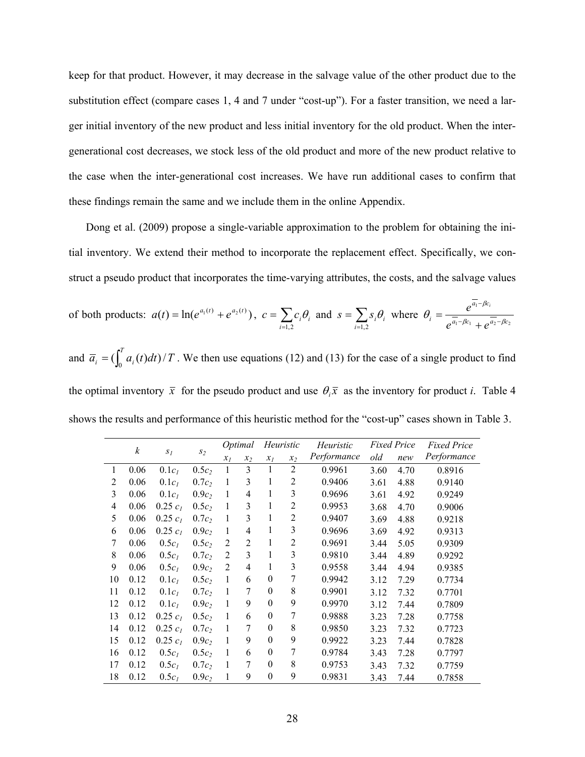keep for that product. However, it may decrease in the salvage value of the other product due to the substitution effect (compare cases 1, 4 and 7 under "cost-up"). For a faster transition, we need a larger initial inventory of the new product and less initial inventory for the old product. When the inter-generational cost decreases, we stock less of the old product and more of the new product relative to the case when the inter-generational cost increases. We have run additional cases to confirm that these findings remain the same and we include them in the online Appendix.

Dong et al. (2009) propose a single-variable approximation to the problem for obtaining the initial inventory. We extend their method to incorporate the replacement effect. Specifically, we construct a pseudo product that incorporates the time-varying attributes, the costs, and the salvage values of both products: $a(t) = \ln(e^{a_1(t)} + e^{a_2(t)})$, $c = \sum_{i=1,2} c_i \theta_i$ and $s = \sum_{i=1,2} s_i \theta_i$ where $\theta_i = \dfrac{e^{\overline{a}_1 - \beta c_i}}{e^{\overline{a}_1 - \beta c_1} + e^{\overline{a}_2 - \beta c_2}}$ and $\overline{a}_i = (\int_0^T a_i(t)dt)/T$. We then use equations (12) and (13) for the case of a single product to find the optimal inventory $\overline{x}$ for the pseudo product and use $\theta_i \overline{x}$ as the inventory for product *i*. Table 4 shows the results and performance of this heuristic method for the "cost-up" cases shown in Table 3.

| | $k$ | $s_1$ | $s_2$ | *Optimal* | | *Heuristic* | | *Heuristic Performance* | *Fixed Price* | | *Fixed Price Performance* |
|---|---|---|---|---|---|---|---|---|---|---|---|
| | | | | $x_1$ | $x_2$ | $x_1$ | $x_2$ | | *old* | *new* | |
| 1 | 0.06 | $0.1c_1$ | $0.5c_2$ | 1 | 3 | 1 | 2 | 0.9961 | 3.60 | 4.70 | 0.8916 |
| 2 | 0.06 | $0.1c_1$ | $0.7c_2$ | 1 | 3 | 1 | 2 | 0.9406 | 3.61 | 4.88 | 0.9140 |
| 3 | 0.06 | $0.1c_1$ | $0.9c_2$ | 1 | 4 | 1 | 3 | 0.9696 | 3.61 | 4.92 | 0.9249 |
| 4 | 0.06 | $0.25\,c_1$ | $0.5c_2$ | 1 | 3 | 1 | 2 | 0.9953 | 3.68 | 4.70 | 0.9006 |
| 5 | 0.06 | $0.25\,c_1$ | $0.7c_2$ | 1 | 3 | 1 | 2 | 0.9407 | 3.69 | 4.88 | 0.9218 |
| 6 | 0.06 | $0.25\,c_1$ | $0.9c_2$ | 1 | 4 | 1 | 3 | 0.9696 | 3.69 | 4.92 | 0.9313 |
| 7 | 0.06 | $0.5c_1$ | $0.5c_2$ | 2 | 2 | 1 | 2 | 0.9691 | 3.44 | 5.05 | 0.9309 |
| 8 | 0.06 | $0.5c_1$ | $0.7c_2$ | 2 | 3 | 1 | 3 | 0.9810 | 3.44 | 4.89 | 0.9292 |
| 9 | 0.06 | $0.5c_1$ | $0.9c_2$ | 2 | 4 | 1 | 3 | 0.9558 | 3.44 | 4.94 | 0.9385 |
| 10 | 0.12 | $0.1c_1$ | $0.5c_2$ | 1 | 6 | 0 | 7 | 0.9942 | 3.12 | 7.29 | 0.7734 |
| 11 | 0.12 | $0.1c_1$ | $0.7c_2$ | 1 | 7 | 0 | 8 | 0.9901 | 3.12 | 7.32 | 0.7701 |
| 12 | 0.12 | $0.1c_1$ | $0.9c_2$ | 1 | 9 | 0 | 9 | 0.9970 | 3.12 | 7.44 | 0.7809 |
| 13 | 0.12 | $0.25\,c_1$ | $0.5c_2$ | 1 | 6 | 0 | 7 | 0.9888 | 3.23 | 7.28 | 0.7758 |
| 14 | 0.12 | $0.25\,c_1$ | $0.7c_2$ | 1 | 7 | 0 | 8 | 0.9850 | 3.23 | 7.32 | 0.7723 |
| 15 | 0.12 | $0.25\,c_1$ | $0.9c_2$ | 1 | 9 | 0 | 9 | 0.9922 | 3.23 | 7.44 | 0.7828 |
| 16 | 0.12 | $0.5c_1$ | $0.5c_2$ | 1 | 6 | 0 | 7 | 0.9784 | 3.43 | 7.28 | 0.7797 |
| 17 | 0.12 | $0.5c_1$ | $0.7c_2$ | 1 | 7 | 0 | 8 | 0.9753 | 3.43 | 7.32 | 0.7759 |
| 18 | 0.12 | $0.5c_1$ | $0.9c_2$ | 1 | 9 | 0 | 9 | 0.9831 | 3.43 | 7.44 | 0.7858 |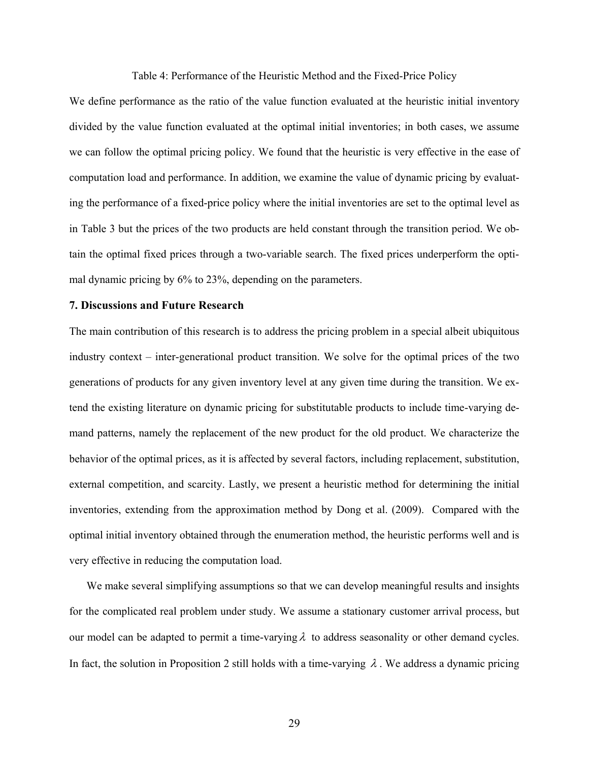Table 4: Performance of the Heuristic Method and the Fixed-Price Policy

We define performance as the ratio of the value function evaluated at the heuristic initial inventory divided by the value function evaluated at the optimal initial inventories; in both cases, we assume we can follow the optimal pricing policy. We found that the heuristic is very effective in the ease of computation load and performance. In addition, we examine the value of dynamic pricing by evaluating the performance of a fixed-price policy where the initial inventories are set to the optimal level as in Table 3 but the prices of the two products are held constant through the transition period. We obtain the optimal fixed prices through a two-variable search. The fixed prices underperform the optimal dynamic pricing by 6% to 23%, depending on the parameters.

## 7. Discussions and Future Research

The main contribution of this research is to address the pricing problem in a special albeit ubiquitous industry context – inter-generational product transition. We solve for the optimal prices of the two generations of products for any given inventory level at any given time during the transition. We extend the existing literature on dynamic pricing for substitutable products to include time-varying demand patterns, namely the replacement of the new product for the old product. We characterize the behavior of the optimal prices, as it is affected by several factors, including replacement, substitution, external competition, and scarcity. Lastly, we present a heuristic method for determining the initial inventories, extending from the approximation method by Dong et al. (2009). Compared with the optimal initial inventory obtained through the enumeration method, the heuristic performs well and is very effective in reducing the computation load.

We make several simplifying assumptions so that we can develop meaningful results and insights for the complicated real problem under study. We assume a stationary customer arrival process, but our model can be adapted to permit a time-varying $\lambda$ to address seasonality or other demand cycles. In fact, the solution in Proposition 2 still holds with a time-varying $\lambda$. We address a dynamic pricing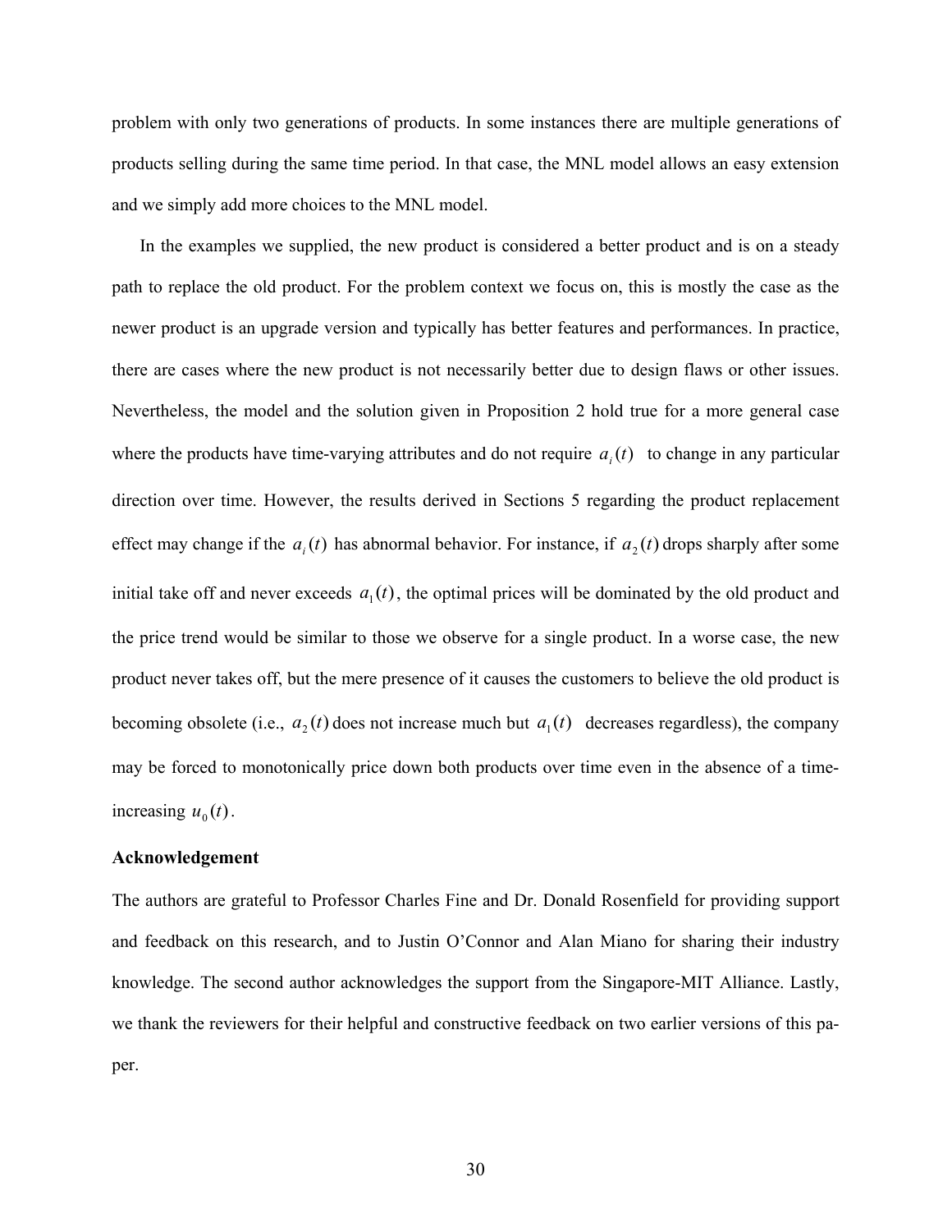problem with only two generations of products. In some instances there are multiple generations of products selling during the same time period. In that case, the MNL model allows an easy extension and we simply add more choices to the MNL model.

In the examples we supplied, the new product is considered a better product and is on a steady path to replace the old product. For the problem context we focus on, this is mostly the case as the newer product is an upgrade version and typically has better features and performances. In practice, there are cases where the new product is not necessarily better due to design flaws or other issues. Nevertheless, the model and the solution given in Proposition 2 hold true for a more general case where the products have time-varying attributes and do not require $a_i(t)$ to change in any particular direction over time. However, the results derived in Sections 5 regarding the product replacement effect may change if the $a_i(t)$ has abnormal behavior. For instance, if $a_2(t)$ drops sharply after some initial take off and never exceeds $a_1(t)$, the optimal prices will be dominated by the old product and the price trend would be similar to those we observe for a single product. In a worse case, the new product never takes off, but the mere presence of it causes the customers to believe the old product is becoming obsolete (i.e., $a_2(t)$ does not increase much but $a_1(t)$ decreases regardless), the company may be forced to monotonically price down both products over time even in the absence of a time-increasing $u_0(t)$.

**Acknowledgement**

The authors are grateful to Professor Charles Fine and Dr. Donald Rosenfield for providing support and feedback on this research, and to Justin O'Connor and Alan Miano for sharing their industry knowledge. The second author acknowledges the support from the Singapore-MIT Alliance. Lastly, we thank the reviewers for their helpful and constructive feedback on two earlier versions of this paper.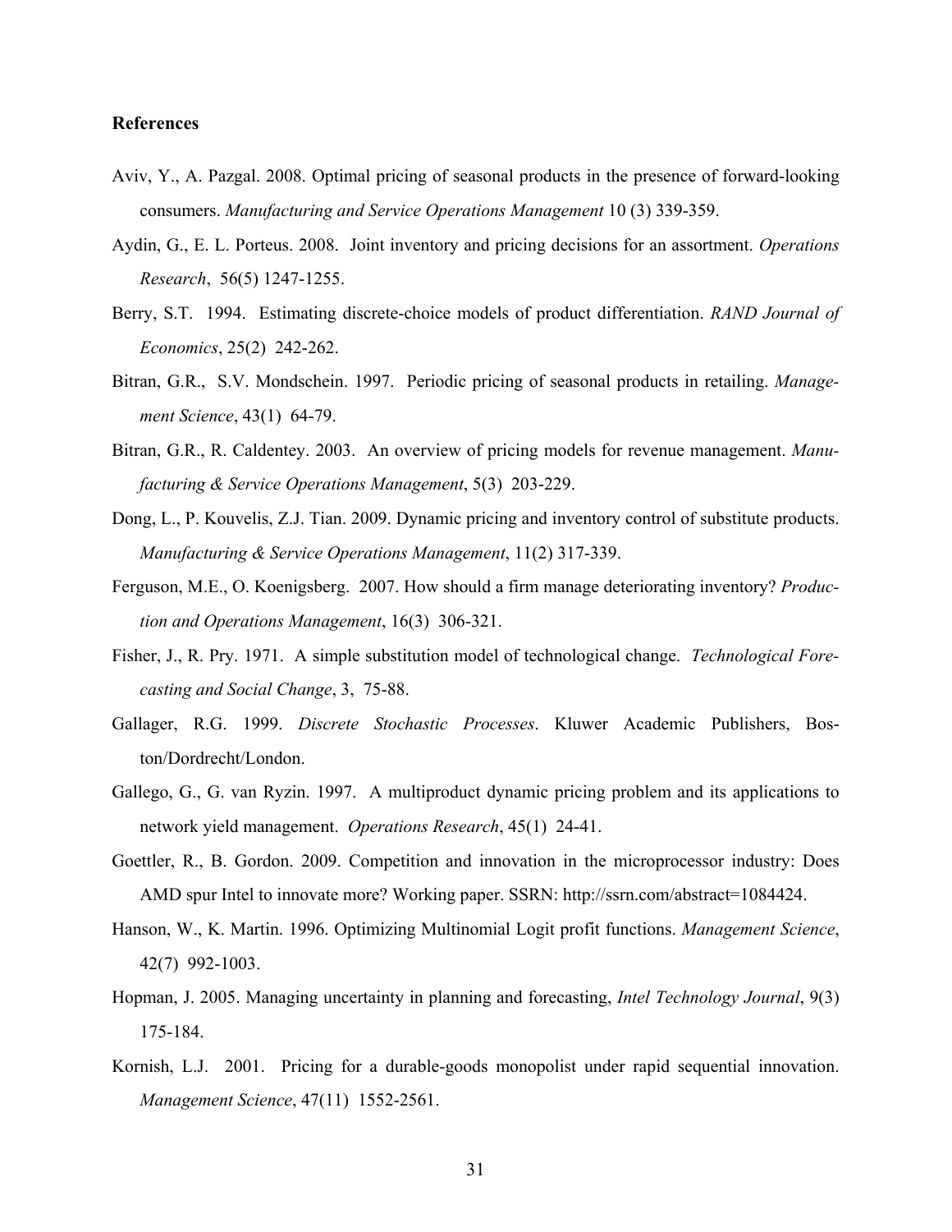**References**

Aviv, Y., A. Pazgal. 2008. Optimal pricing of seasonal products in the presence of forward-looking consumers. *Manufacturing and Service Operations Management* 10 (3) 339-359.

Aydin, G., E. L. Porteus. 2008. Joint inventory and pricing decisions for an assortment. *Operations Research*, 56(5) 1247-1255.

Berry, S.T. 1994. Estimating discrete-choice models of product differentiation. *RAND Journal of Economics*, 25(2) 242-262.

Bitran, G.R., S.V. Mondschein. 1997. Periodic pricing of seasonal products in retailing. *Management Science*, 43(1) 64-79.

Bitran, G.R., R. Caldentey. 2003. An overview of pricing models for revenue management. *Manufacturing & Service Operations Management*, 5(3) 203-229.

Dong, L., P. Kouvelis, Z.J. Tian. 2009. Dynamic pricing and inventory control of substitute products. *Manufacturing & Service Operations Management*, 11(2) 317-339.

Ferguson, M.E., O. Koenigsberg. 2007. How should a firm manage deteriorating inventory? *Production and Operations Management*, 16(3) 306-321.

Fisher, J., R. Pry. 1971. A simple substitution model of technological change. *Technological Forecasting and Social Change*, 3, 75-88.

Gallager, R.G. 1999. *Discrete Stochastic Processes*. Kluwer Academic Publishers, Boston/Dordrecht/London.

Gallego, G., G. van Ryzin. 1997. A multiproduct dynamic pricing problem and its applications to network yield management. *Operations Research*, 45(1) 24-41.

Goettler, R., B. Gordon. 2009. Competition and innovation in the microprocessor industry: Does AMD spur Intel to innovate more? Working paper. SSRN: http://ssrn.com/abstract=1084424.

Hanson, W., K. Martin. 1996. Optimizing Multinomial Logit profit functions. *Management Science*, 42(7) 992-1003.

Hopman, J. 2005. Managing uncertainty in planning and forecasting, *Intel Technology Journal*, 9(3) 175-184.

Kornish, L.J. 2001. Pricing for a durable-goods monopolist under rapid sequential innovation. *Management Science*, 47(11) 1552-2561.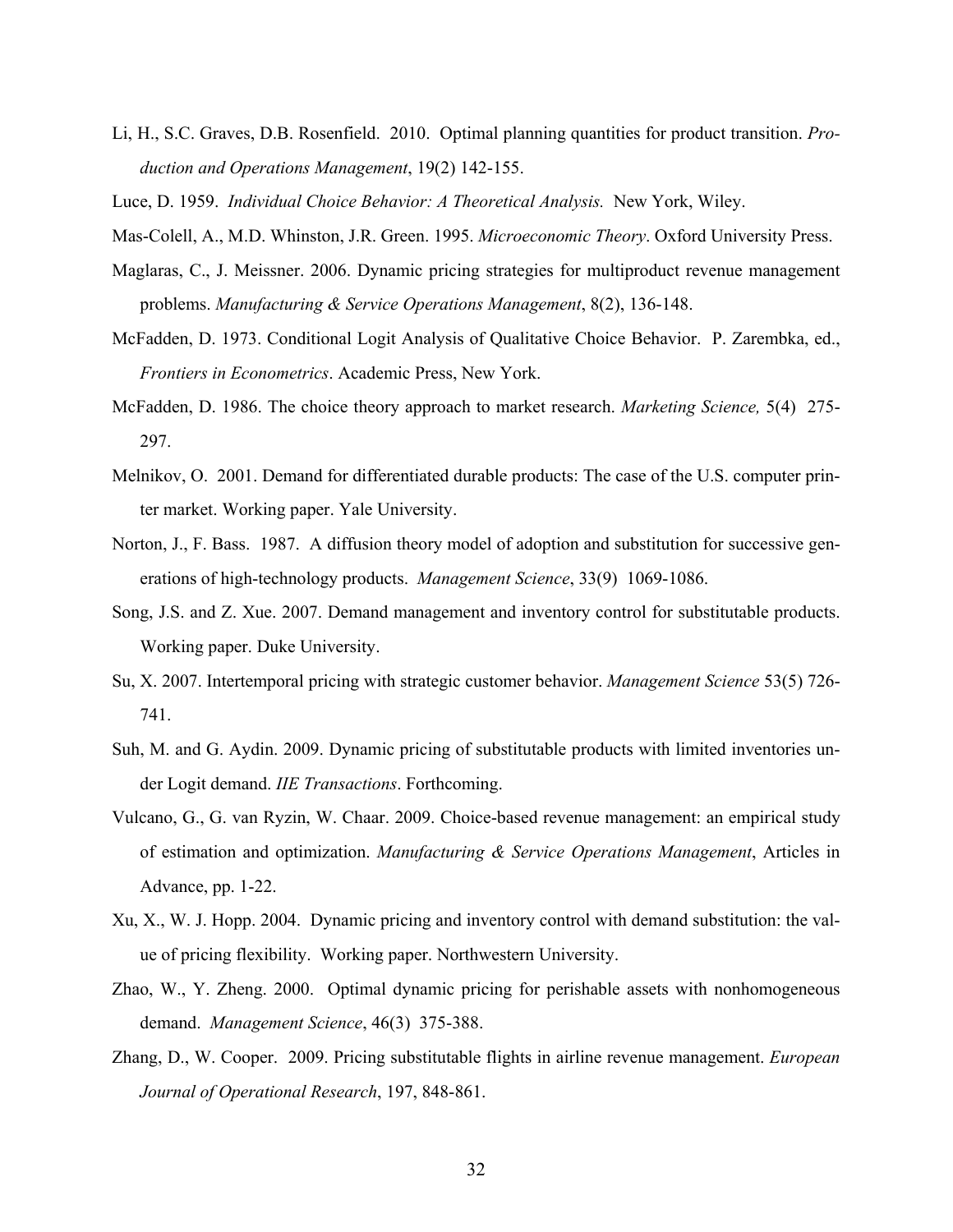Li, H., S.C. Graves, D.B. Rosenfield. 2010. Optimal planning quantities for product transition. *Production and Operations Management*, 19(2) 142-155.

Luce, D. 1959. *Individual Choice Behavior: A Theoretical Analysis.* New York, Wiley.

Mas-Colell, A., M.D. Whinston, J.R. Green. 1995. *Microeconomic Theory*. Oxford University Press.

Maglaras, C., J. Meissner. 2006. Dynamic pricing strategies for multiproduct revenue management problems. *Manufacturing & Service Operations Management*, 8(2), 136-148.

McFadden, D. 1973. Conditional Logit Analysis of Qualitative Choice Behavior. P. Zarembka, ed., *Frontiers in Econometrics*. Academic Press, New York.

McFadden, D. 1986. The choice theory approach to market research. *Marketing Science,* 5(4) 275-297.

Melnikov, O. 2001. Demand for differentiated durable products: The case of the U.S. computer printer market. Working paper. Yale University.

Norton, J., F. Bass. 1987. A diffusion theory model of adoption and substitution for successive generations of high-technology products. *Management Science*, 33(9) 1069-1086.

Song, J.S. and Z. Xue. 2007. Demand management and inventory control for substitutable products. Working paper. Duke University.

Su, X. 2007. Intertemporal pricing with strategic customer behavior. *Management Science* 53(5) 726-741.

Suh, M. and G. Aydin. 2009. Dynamic pricing of substitutable products with limited inventories under Logit demand. *IIE Transactions*. Forthcoming.

Vulcano, G., G. van Ryzin, W. Chaar. 2009. Choice-based revenue management: an empirical study of estimation and optimization. *Manufacturing & Service Operations Management*, Articles in Advance, pp. 1-22.

Xu, X., W. J. Hopp. 2004. Dynamic pricing and inventory control with demand substitution: the value of pricing flexibility. Working paper. Northwestern University.

Zhao, W., Y. Zheng. 2000. Optimal dynamic pricing for perishable assets with nonhomogeneous demand. *Management Science*, 46(3) 375-388.

Zhang, D., W. Cooper. 2009. Pricing substitutable flights in airline revenue management. *European Journal of Operational Research*, 197, 848-861.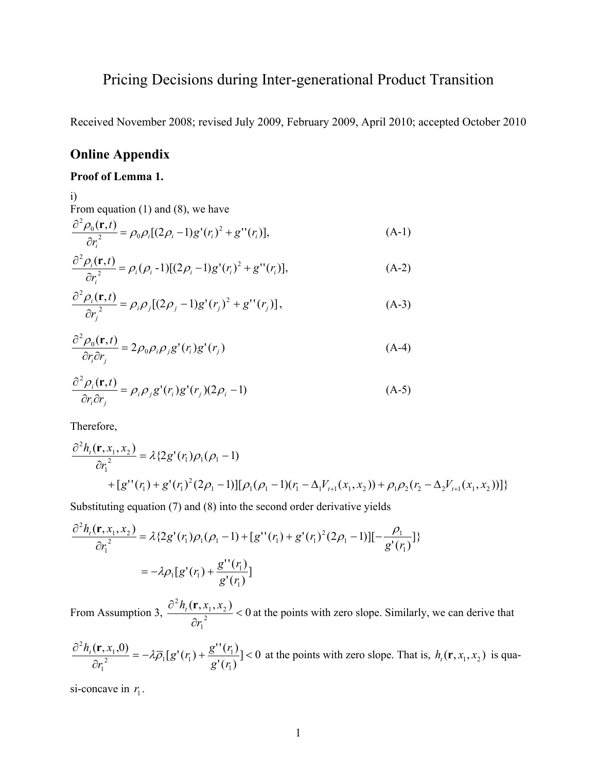# Pricing Decisions during Inter-generational Product Transition

Received November 2008; revised July 2009, February 2009, April 2010; accepted October 2010

## Online Appendix

**Proof of Lemma 1.**

i)

From equation (1) and (8), we have

$$\frac{\partial^2 \rho_0(\mathbf{r},t)}{\partial r_i^2} = \rho_0 \rho_i [(2\rho_i - 1) g'(r_i)^2 + g''(r_i)], \tag{A-1}$$

$$\frac{\partial^2 \rho_i(\mathbf{r},t)}{\partial r_i^2} = \rho_i (\rho_i - 1)[(2\rho_i - 1) g'(r_i)^2 + g''(r_i)], \tag{A-2}$$

$$\frac{\partial^2 \rho_i(\mathbf{r},t)}{\partial r_j^2} = \rho_i \rho_j [(2\rho_j - 1) g'(r_j)^2 + g''(r_j)], \tag{A-3}$$

$$\frac{\partial^2 \rho_0(\mathbf{r},t)}{\partial r_i \partial r_j} = 2\rho_0 \rho_i \rho_j g'(r_i) g'(r_j) \tag{A-4}$$

$$\frac{\partial^2 \rho_i(\mathbf{r},t)}{\partial r_i \partial r_j} = \rho_i \rho_j g'(r_i) g'(r_j)(2\rho_i - 1) \tag{A-5}$$

Therefore,

$$\begin{aligned}\frac{\partial^2 h_t(\mathbf{r},x_1,x_2)}{\partial r_1^2} &= \lambda\{2g'(r_1)\rho_1(\rho_1 - 1) \\ &\quad + [g''(r_1) + g'(r_1)^2(2\rho_1 - 1)][\rho_1(\rho_1 - 1)(r_1 - \Delta_1 V_{t+1}(x_1,x_2)) + \rho_1\rho_2(r_2 - \Delta_2 V_{t+1}(x_1,x_2))]\}\end{aligned}$$

Substituting equation (7) and (8) into the second order derivative yields

$$\begin{aligned}\frac{\partial^2 h_t(\mathbf{r},x_1,x_2)}{\partial r_1^2} &= \lambda\{2g'(r_1)\rho_1(\rho_1 - 1) + [g''(r_1) + g'(r_1)^2(2\rho_1 - 1)][-\frac{\rho_1}{g'(r_1)}]\} \\ &= -\lambda\rho_1[g'(r_1) + \frac{g''(r_1)}{g'(r_1)}]\end{aligned}$$

From Assumption 3, $\frac{\partial^2 h_t(\mathbf{r},x_1,x_2)}{\partial r_1^2} < 0$ at the points with zero slope. Similarly, we can derive that

$\frac{\partial^2 h_t(\mathbf{r},x_1,0)}{\partial r_1^2} = -\lambda\overline{\rho}_1[g'(r_1) + \frac{g''(r_1)}{g'(r_1)}] < 0$ at the points with zero slope. That is, $h_t(\mathbf{r},x_1,x_2)$ is quasi-concave in $r_1$.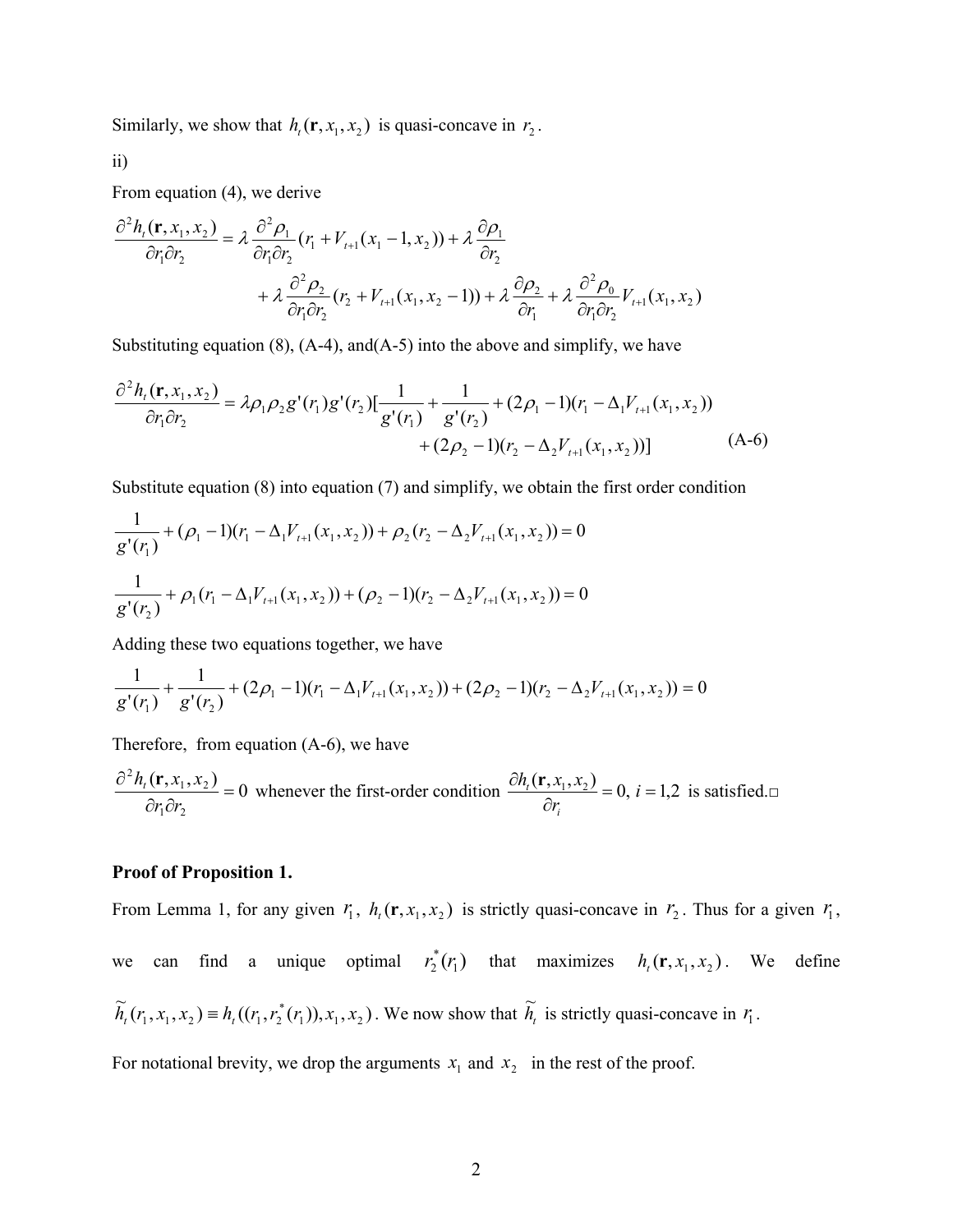Similarly, we show that $h_t(\mathbf{r}, x_1, x_2)$ is quasi-concave in $r_2$.

ii)

From equation (4), we derive

$$\frac{\partial^2 h_t(\mathbf{r}, x_1, x_2)}{\partial r_1 \partial r_2} = \lambda \frac{\partial^2 \rho_1}{\partial r_1 \partial r_2}(r_1 + V_{t+1}(x_1 - 1, x_2)) + \lambda \frac{\partial \rho_1}{\partial r_2} + \lambda \frac{\partial^2 \rho_2}{\partial r_1 \partial r_2}(r_2 + V_{t+1}(x_1, x_2 - 1)) + \lambda \frac{\partial \rho_2}{\partial r_1} + \lambda \frac{\partial^2 \rho_0}{\partial r_1 \partial r_2} V_{t+1}(x_1, x_2)$$

Substituting equation (8), (A-4), and(A-5) into the above and simplify, we have

$$\frac{\partial^2 h_t(\mathbf{r}, x_1, x_2)}{\partial r_1 \partial r_2} = \lambda \rho_1 \rho_2 g'(r_1) g'(r_2)\Big[\frac{1}{g'(r_1)} + \frac{1}{g'(r_2)} + (2\rho_1 - 1)(r_1 - \Delta_1 V_{t+1}(x_1, x_2)) + (2\rho_2 - 1)(r_2 - \Delta_2 V_{t+1}(x_1, x_2))\Big] \tag{A-6}$$

Substitute equation (8) into equation (7) and simplify, we obtain the first order condition

$$\frac{1}{g'(r_1)} + (\rho_1 - 1)(r_1 - \Delta_1 V_{t+1}(x_1, x_2)) + \rho_2 (r_2 - \Delta_2 V_{t+1}(x_1, x_2)) = 0$$

$$\frac{1}{g'(r_2)} + \rho_1 (r_1 - \Delta_1 V_{t+1}(x_1, x_2)) + (\rho_2 - 1)(r_2 - \Delta_2 V_{t+1}(x_1, x_2)) = 0$$

Adding these two equations together, we have

$$\frac{1}{g'(r_1)} + \frac{1}{g'(r_2)} + (2\rho_1 - 1)(r_1 - \Delta_1 V_{t+1}(x_1, x_2)) + (2\rho_2 - 1)(r_2 - \Delta_2 V_{t+1}(x_1, x_2)) = 0$$

Therefore, from equation (A-6), we have

$\frac{\partial^2 h_t(\mathbf{r}, x_1, x_2)}{\partial r_1 \partial r_2} = 0$ whenever the first-order condition $\frac{\partial h_t(\mathbf{r}, x_1, x_2)}{\partial r_i} = 0,\ i = 1,2$ is satisfied.□

**Proof of Proposition 1.**

From Lemma 1, for any given $r_1$, $h_t(\mathbf{r}, x_1, x_2)$ is strictly quasi-concave in $r_2$. Thus for a given $r_1$, we can find a unique optimal $r_2^*(r_1)$ that maximizes $h_t(\mathbf{r}, x_1, x_2)$. We define $\widetilde{h}_t(r_1, x_1, x_2) \equiv h_t((r_1, r_2^*(r_1)), x_1, x_2)$. We now show that $\widetilde{h}_t$ is strictly quasi-concave in $r_1$.

For notational brevity, we drop the arguments $x_1$ and $x_2$ in the rest of the proof.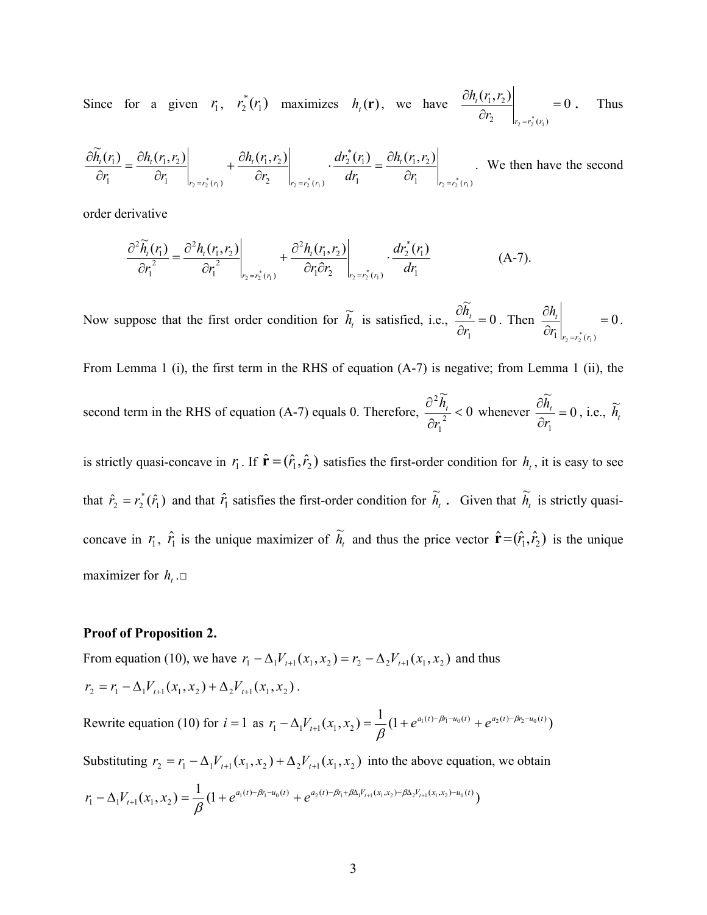Since for a given $r_1$, $r_2^*(r_1)$ maximizes $h_t(\mathbf{r})$, we have $\left.\frac{\partial h_t(r_1,r_2)}{\partial r_2}\right|_{r_2=r_2^*(r_1)}=0$. Thus $\frac{\partial \tilde{h}_t(r_1)}{\partial r_1}=\left.\frac{\partial h_t(r_1,r_2)}{\partial r_1}\right|_{r_2=r_2^*(r_1)}+\left.\frac{\partial h_t(r_1,r_2)}{\partial r_2}\right|_{r_2=r_2^*(r_1)}\cdot\frac{dr_2^*(r_1)}{dr_1}=\left.\frac{\partial h_t(r_1,r_2)}{\partial r_1}\right|_{r_2=r_2^*(r_1)}$. We then have the second order derivative

$$\frac{\partial^2 \tilde{h}_t(r_1)}{\partial r_1^2}=\left.\frac{\partial^2 h_t(r_1,r_2)}{\partial r_1^2}\right|_{r_2=r_2^*(r_1)}+\left.\frac{\partial^2 h_t(r_1,r_2)}{\partial r_1 \partial r_2}\right|_{r_2=r_2^*(r_1)}\cdot\frac{dr_2^*(r_1)}{dr_1} \qquad \text{(A-7).}$$

Now suppose that the first order condition for $\tilde{h}_t$ is satisfied, i.e., $\frac{\partial \tilde{h}_t}{\partial r_1}=0$. Then $\left.\frac{\partial h_t}{\partial r_1}\right|_{r_2=r_2^*(r_1)}=0$. From Lemma 1 (i), the first term in the RHS of equation (A-7) is negative; from Lemma 1 (ii), the second term in the RHS of equation (A-7) equals 0. Therefore, $\frac{\partial^2 \tilde{h}_t}{\partial r_1^2}<0$ whenever $\frac{\partial \tilde{h}_t}{\partial r_1}=0$, i.e., $\tilde{h}_t$ is strictly quasi-concave in $r_1$. If $\hat{\mathbf{r}}=(\hat{r}_1,\hat{r}_2)$ satisfies the first-order condition for $h_t$, it is easy to see that $\hat{r}_2=r_2^*(\hat{r}_1)$ and that $\hat{r}_1$ satisfies the first-order condition for $\tilde{h}_t$. Given that $\tilde{h}_t$ is strictly quasi-concave in $r_1$, $\hat{r}_1$ is the unique maximizer of $\tilde{h}_t$ and thus the price vector $\hat{\mathbf{r}}=(\hat{r}_1,\hat{r}_2)$ is the unique maximizer for $h_t$.□

**Proof of Proposition 2.**

From equation (10), we have $r_1-\Delta_1 V_{t+1}(x_1,x_2)=r_2-\Delta_2 V_{t+1}(x_1,x_2)$ and thus

$r_2=r_1-\Delta_1 V_{t+1}(x_1,x_2)+\Delta_2 V_{t+1}(x_1,x_2)$.

Rewrite equation (10) for $i=1$ as $r_1-\Delta_1 V_{t+1}(x_1,x_2)=\frac{1}{\beta}(1+e^{a_1(t)-\beta r_1-u_0(t)}+e^{a_2(t)-\beta r_2-u_0(t)})$

Substituting $r_2=r_1-\Delta_1 V_{t+1}(x_1,x_2)+\Delta_2 V_{t+1}(x_1,x_2)$ into the above equation, we obtain

$r_1-\Delta_1 V_{t+1}(x_1,x_2)=\frac{1}{\beta}(1+e^{a_1(t)-\beta r_1-u_0(t)}+e^{a_2(t)-\beta r_1+\beta\Delta_1 V_{t+1}(x_1,x_2)-\beta\Delta_2 V_{t+1}(x_1,x_2)-u_0(t)})$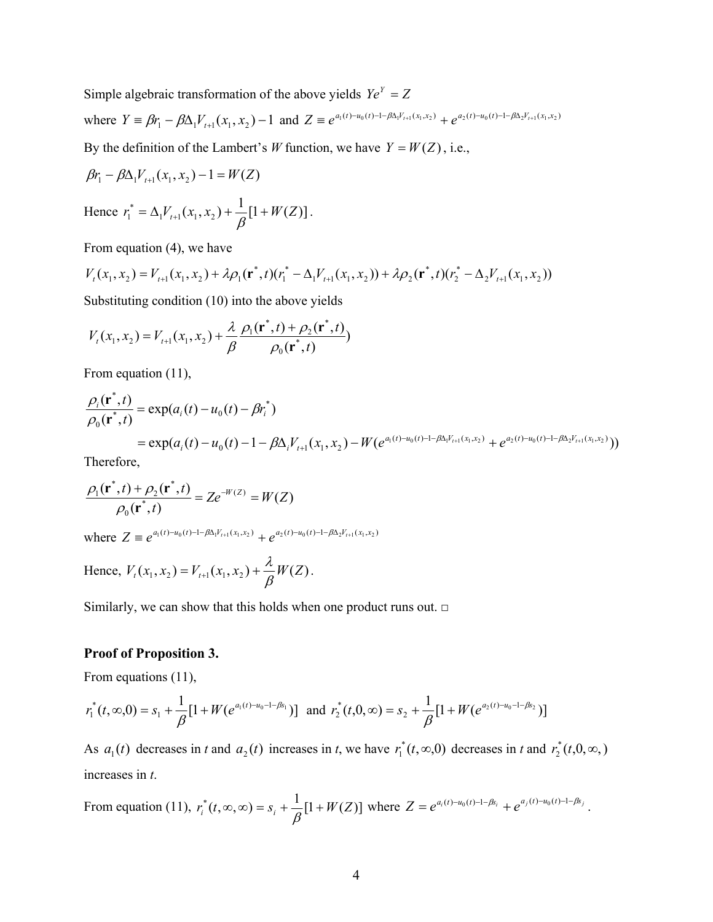Simple algebraic transformation of the above yields $Ye^Y = Z$

where $Y \equiv \beta r_1 - \beta \Delta_1 V_{t+1}(x_1, x_2) - 1$ and $Z \equiv e^{a_1(t) - u_0(t) - 1 - \beta \Delta_1 V_{t+1}(x_1, x_2)} + e^{a_2(t) - u_0(t) - 1 - \beta \Delta_2 V_{t+1}(x_1, x_2)}$

By the definition of the Lambert's *W* function, we have $Y = W(Z)$, i.e.,

$$\beta r_1 - \beta \Delta_1 V_{t+1}(x_1, x_2) - 1 = W(Z)$$

Hence $r_1^* = \Delta_1 V_{t+1}(x_1, x_2) + \frac{1}{\beta}[1 + W(Z)]$.

From equation (4), we have

$$V_t(x_1, x_2) = V_{t+1}(x_1, x_2) + \lambda \rho_1(\mathbf{r}^*, t)(r_1^* - \Delta_1 V_{t+1}(x_1, x_2)) + \lambda \rho_2(\mathbf{r}^*, t)(r_2^* - \Delta_2 V_{t+1}(x_1, x_2))$$

Substituting condition (10) into the above yields

$$V_t(x_1, x_2) = V_{t+1}(x_1, x_2) + \frac{\lambda}{\beta} \frac{\rho_1(\mathbf{r}^*, t) + \rho_2(\mathbf{r}^*, t)}{\rho_0(\mathbf{r}^*, t)})$$

From equation (11),

$$\begin{aligned}\frac{\rho_i(\mathbf{r}^*, t)}{\rho_0(\mathbf{r}^*, t)} &= \exp(a_i(t) - u_0(t) - \beta r_i^*) \\ &= \exp(a_i(t) - u_0(t) - 1 - \beta \Delta_i V_{t+1}(x_1, x_2) - W(e^{a_1(t) - u_0(t) - 1 - \beta \Delta_1 V_{t+1}(x_1, x_2)} + e^{a_2(t) - u_0(t) - 1 - \beta \Delta_2 V_{t+1}(x_1, x_2)}))\end{aligned}$$

Therefore,

$$\frac{\rho_1(\mathbf{r}^*, t) + \rho_2(\mathbf{r}^*, t)}{\rho_0(\mathbf{r}^*, t)} = Ze^{-W(Z)} = W(Z)$$

where $Z \equiv e^{a_1(t) - u_0(t) - 1 - \beta \Delta_1 V_{t+1}(x_1, x_2)} + e^{a_2(t) - u_0(t) - 1 - \beta \Delta_2 V_{t+1}(x_1, x_2)}$

Hence, $V_t(x_1, x_2) = V_{t+1}(x_1, x_2) + \frac{\lambda}{\beta} W(Z)$.

Similarly, we can show that this holds when one product runs out. □

**Proof of Proposition 3.**

From equations (11),

$r_1^*(t, \infty, 0) = s_1 + \frac{1}{\beta}[1 + W(e^{a_1(t) - u_0 - 1 - \beta s_1})]$ and $r_2^*(t, 0, \infty) = s_2 + \frac{1}{\beta}[1 + W(e^{a_2(t) - u_0 - 1 - \beta s_2})]$

As $a_1(t)$ decreases in *t* and $a_2(t)$ increases in *t*, we have $r_1^*(t, \infty, 0)$ decreases in *t* and $r_2^*(t, 0, \infty,)$ increases in *t*.

From equation (11), $r_i^*(t, \infty, \infty) = s_i + \frac{1}{\beta}[1 + W(Z)]$ where $Z = e^{a_i(t) - u_0(t) - 1 - \beta s_i} + e^{a_j(t) - u_0(t) - 1 - \beta s_j}$.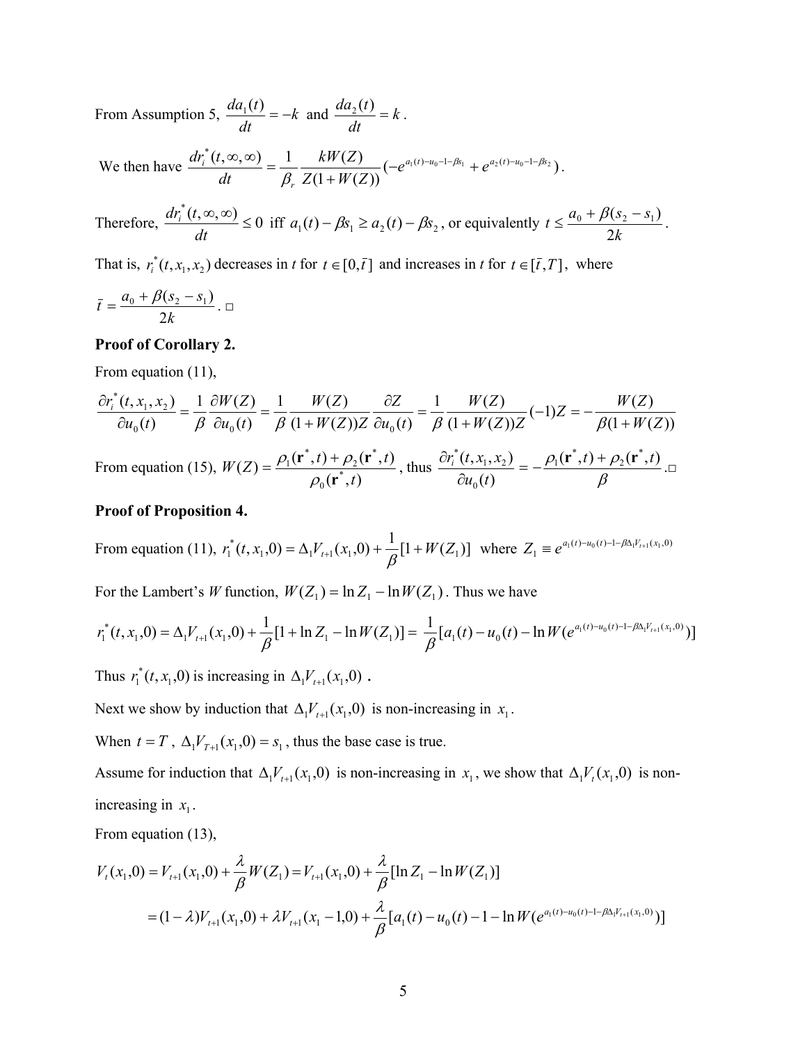From Assumption 5, $\frac{da_1(t)}{dt} = -k$ and $\frac{da_2(t)}{dt} = k$.

We then have $\frac{dr_i^*(t,\infty,\infty)}{dt} = \frac{1}{\beta_r}\frac{kW(Z)}{Z(1+W(Z))}(-e^{a_1(t)-u_0-1-\beta s_1} + e^{a_2(t)-u_0-1-\beta s_2})$.

Therefore, $\frac{dr_i^*(t,\infty,\infty)}{dt} \le 0$ iff $a_1(t) - \beta s_1 \ge a_2(t) - \beta s_2$, or equivalently $t \le \frac{a_0 + \beta(s_2 - s_1)}{2k}$.

That is, $r_i^*(t, x_1, x_2)$ decreases in $t$ for $t \in [0, \bar{t}\,]$ and increases in $t$ for $t \in [\bar{t}, T]$, where $\bar{t} = \frac{a_0 + \beta(s_2 - s_1)}{2k}$. □

**Proof of Corollary 2.**

From equation (11),

$$\frac{\partial r_i^*(t,x_1,x_2)}{\partial u_0(t)} = \frac{1}{\beta}\frac{\partial W(Z)}{\partial u_0(t)} = \frac{1}{\beta}\frac{W(Z)}{(1+W(Z))Z}\frac{\partial Z}{\partial u_0(t)} = \frac{1}{\beta}\frac{W(Z)}{(1+W(Z))Z}(-1)Z = -\frac{W(Z)}{\beta(1+W(Z))}$$

From equation (15), $W(Z) = \frac{\rho_1(\mathbf{r}^*,t) + \rho_2(\mathbf{r}^*,t)}{\rho_0(\mathbf{r}^*,t)}$, thus $\frac{\partial r_i^*(t,x_1,x_2)}{\partial u_0(t)} = -\frac{\rho_1(\mathbf{r}^*,t) + \rho_2(\mathbf{r}^*,t)}{\beta}$.□

**Proof of Proposition 4.**

From equation (11), $r_1^*(t,x_1,0) = \Delta_1 V_{t+1}(x_1,0) + \frac{1}{\beta}[1 + W(Z_1)]$ where $Z_1 \equiv e^{a_1(t)-u_0(t)-1-\beta\Delta_1 V_{t+1}(x_1,0)}$

For the Lambert's $W$ function, $W(Z_1) = \ln Z_1 - \ln W(Z_1)$. Thus we have

$$r_1^*(t,x_1,0) = \Delta_1 V_{t+1}(x_1,0) + \frac{1}{\beta}[1 + \ln Z_1 - \ln W(Z_1)] = \frac{1}{\beta}[a_1(t) - u_0(t) - \ln W(e^{a_1(t)-u_0(t)-1-\beta\Delta_1 V_{t+1}(x_1,0)})]$$

Thus $r_1^*(t,x_1,0)$ is increasing in $\Delta_1 V_{t+1}(x_1,0)$ .

Next we show by induction that $\Delta_1 V_{t+1}(x_1,0)$ is non-increasing in $x_1$.

When $t = T$, $\Delta_1 V_{T+1}(x_1,0) = s_1$, thus the base case is true.

Assume for induction that $\Delta_1 V_{t+1}(x_1,0)$ is non-increasing in $x_1$, we show that $\Delta_1 V_t(x_1,0)$ is non-increasing in $x_1$.

From equation (13),

$$V_t(x_1,0) = V_{t+1}(x_1,0) + \frac{\lambda}{\beta}W(Z_1) = V_{t+1}(x_1,0) + \frac{\lambda}{\beta}[\ln Z_1 - \ln W(Z_1)]$$

$$= (1-\lambda)V_{t+1}(x_1,0) + \lambda V_{t+1}(x_1 - 1, 0) + \frac{\lambda}{\beta}[a_1(t) - u_0(t) - 1 - \ln W(e^{a_1(t)-u_0(t)-1-\beta\Delta_1 V_{t+1}(x_1,0)})]$$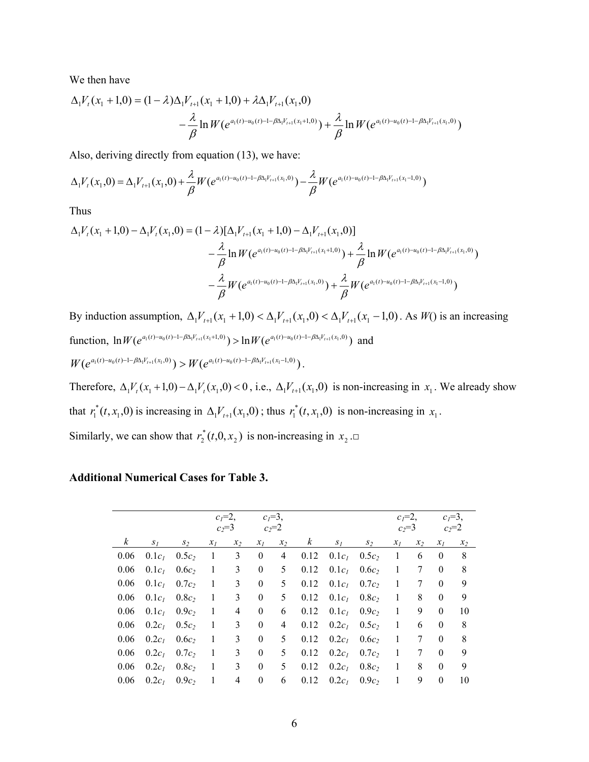We then have

$$\Delta_1 V_t(x_1+1,0) = (1-\lambda)\Delta_1 V_{t+1}(x_1+1,0) + \lambda \Delta_1 V_{t+1}(x_1,0) - \frac{\lambda}{\beta}\ln W(e^{a_1(t)-u_0(t)-1-\beta\Delta_1 V_{t+1}(x_1+1,0)}) + \frac{\lambda}{\beta}\ln W(e^{a_1(t)-u_0(t)-1-\beta\Delta_1 V_{t+1}(x_1,0)})$$

Also, deriving directly from equation (13), we have:

$$\Delta_1 V_t(x_1,0) = \Delta_1 V_{t+1}(x_1,0) + \frac{\lambda}{\beta} W(e^{a_1(t)-u_0(t)-1-\beta\Delta_1 V_{t+1}(x_1,0)}) - \frac{\lambda}{\beta} W(e^{a_1(t)-u_0(t)-1-\beta\Delta_1 V_{t+1}(x_1-1,0)})$$

Thus

$$\begin{aligned}\Delta_1 V_t(x_1+1,0) - \Delta_1 V_t(x_1,0) = {} & (1-\lambda)[\Delta_1 V_{t+1}(x_1+1,0) - \Delta_1 V_{t+1}(x_1,0)] \\ & - \frac{\lambda}{\beta}\ln W(e^{a_1(t)-u_0(t)-1-\beta\Delta_1 V_{t+1}(x_1+1,0)}) + \frac{\lambda}{\beta}\ln W(e^{a_1(t)-u_0(t)-1-\beta\Delta_1 V_{t+1}(x_1,0)}) \\ & - \frac{\lambda}{\beta} W(e^{a_1(t)-u_0(t)-1-\beta\Delta_1 V_{t+1}(x_1,0)}) + \frac{\lambda}{\beta} W(e^{a_1(t)-u_0(t)-1-\beta\Delta_1 V_{t+1}(x_1-1,0)})\end{aligned}$$

By induction assumption, $\Delta_1 V_{t+1}(x_1+1,0) < \Delta_1 V_{t+1}(x_1,0) < \Delta_1 V_{t+1}(x_1-1,0)$. As $W()$ is an increasing function, $\ln W(e^{a_1(t)-u_0(t)-1-\beta\Delta_1 V_{t+1}(x_1+1,0)}) > \ln W(e^{a_1(t)-u_0(t)-1-\beta\Delta_1 V_{t+1}(x_1,0)})$ and $W(e^{a_1(t)-u_0(t)-1-\beta\Delta_1 V_{t+1}(x_1,0)}) > W(e^{a_1(t)-u_0(t)-1-\beta\Delta_1 V_{t+1}(x_1-1,0)})$.

Therefore, $\Delta_1 V_t(x_1+1,0) - \Delta_1 V_t(x_1,0) < 0$, i.e., $\Delta_1 V_{t+1}(x_1,0)$ is non-increasing in $x_1$. We already show that $r_1^*(t,x_1,0)$ is increasing in $\Delta_1 V_{t+1}(x_1,0)$; thus $r_1^*(t,x_1,0)$ is non-increasing in $x_1$.

Similarly, we can show that $r_2^*(t,0,x_2)$ is non-increasing in $x_2$.□

**Additional Numerical Cases for Table 3.**

| | | | $c_1$=2, $c_2$=3 | | $c_1$=3, $c_2$=2 | | | | | $c_1$=2, $c_2$=3 | | $c_1$=3, $c_2$=2 | |
|---|---|---|---|---|---|---|---|---|---|---|---|---|---|
| $k$ | $s_1$ | $s_2$ | $x_1$ | $x_2$ | $x_1$ | $x_2$ | $k$ | $s_1$ | $s_2$ | $x_1$ | $x_2$ | $x_1$ | $x_2$ |
| 0.06 | 0.1$c_1$ | 0.5$c_2$ | 1 | 3 | 0 | 4 | 0.12 | 0.1$c_1$ | 0.5$c_2$ | 1 | 6 | 0 | 8 |
| 0.06 | 0.1$c_1$ | 0.6$c_2$ | 1 | 3 | 0 | 5 | 0.12 | 0.1$c_1$ | 0.6$c_2$ | 1 | 7 | 0 | 8 |
| 0.06 | 0.1$c_1$ | 0.7$c_2$ | 1 | 3 | 0 | 5 | 0.12 | 0.1$c_1$ | 0.7$c_2$ | 1 | 7 | 0 | 9 |
| 0.06 | 0.1$c_1$ | 0.8$c_2$ | 1 | 3 | 0 | 5 | 0.12 | 0.1$c_1$ | 0.8$c_2$ | 1 | 8 | 0 | 9 |
| 0.06 | 0.1$c_1$ | 0.9$c_2$ | 1 | 4 | 0 | 6 | 0.12 | 0.1$c_1$ | 0.9$c_2$ | 1 | 9 | 0 | 10 |
| 0.06 | 0.2$c_1$ | 0.5$c_2$ | 1 | 3 | 0 | 4 | 0.12 | 0.2$c_1$ | 0.5$c_2$ | 1 | 6 | 0 | 8 |
| 0.06 | 0.2$c_1$ | 0.6$c_2$ | 1 | 3 | 0 | 5 | 0.12 | 0.2$c_1$ | 0.6$c_2$ | 1 | 7 | 0 | 8 |
| 0.06 | 0.2$c_1$ | 0.7$c_2$ | 1 | 3 | 0 | 5 | 0.12 | 0.2$c_1$ | 0.7$c_2$ | 1 | 7 | 0 | 9 |
| 0.06 | 0.2$c_1$ | 0.8$c_2$ | 1 | 3 | 0 | 5 | 0.12 | 0.2$c_1$ | 0.8$c_2$ | 1 | 8 | 0 | 9 |
| 0.06 | 0.2$c_1$ | 0.9$c_2$ | 1 | 4 | 0 | 6 | 0.12 | 0.2$c_1$ | 0.9$c_2$ | 1 | 9 | 0 | 10 |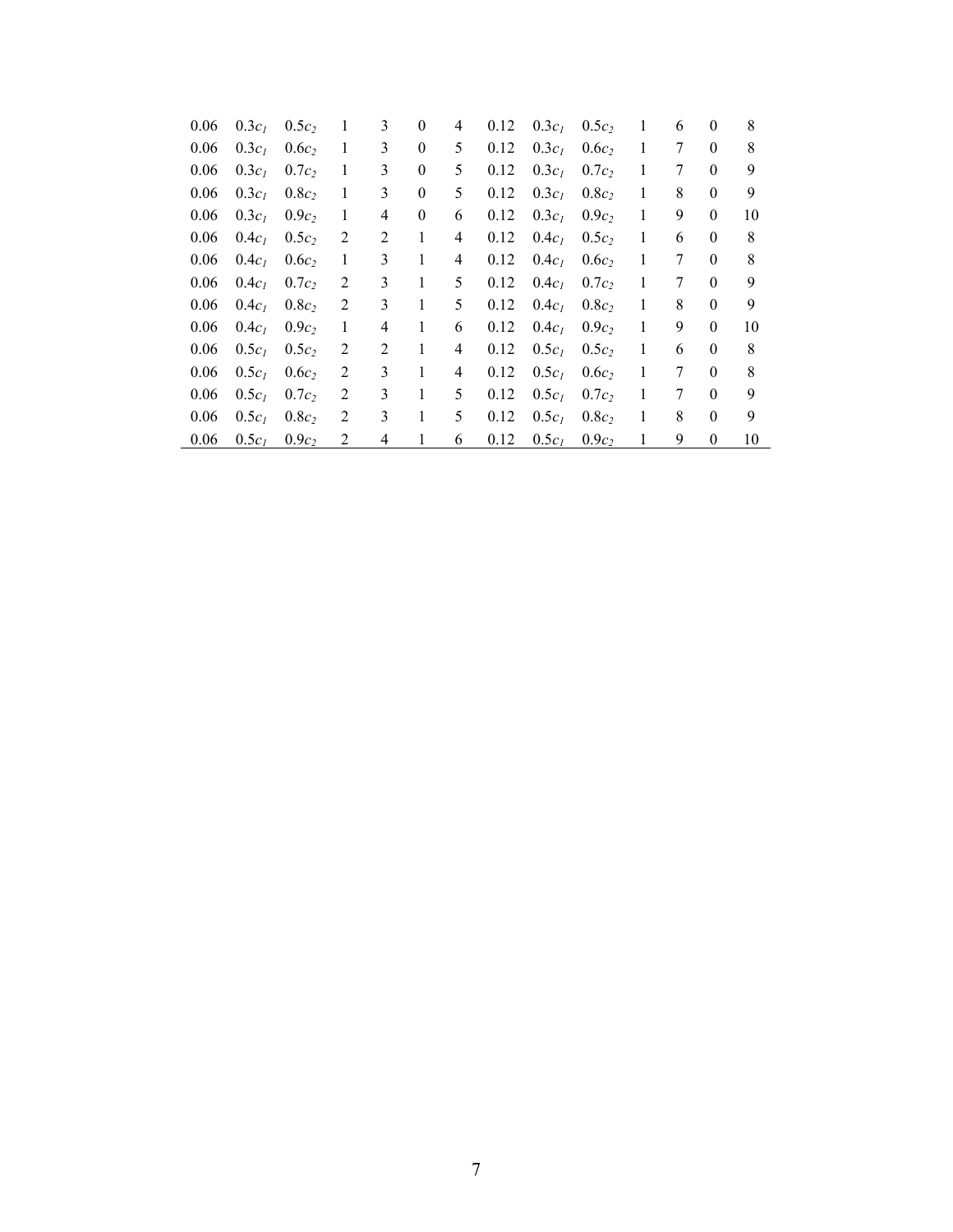| | | | | | | | | | | | | | |
|---|---|---|---|---|---|---|---|---|---|---|---|---|---|
| 0.06 | $0.3c_1$ | $0.5c_2$ | 1 | 3 | 0 | 4 | 0.12 | $0.3c_1$ | $0.5c_2$ | 1 | 6 | 0 | 8 |
| 0.06 | $0.3c_1$ | $0.6c_2$ | 1 | 3 | 0 | 5 | 0.12 | $0.3c_1$ | $0.6c_2$ | 1 | 7 | 0 | 8 |
| 0.06 | $0.3c_1$ | $0.7c_2$ | 1 | 3 | 0 | 5 | 0.12 | $0.3c_1$ | $0.7c_2$ | 1 | 7 | 0 | 9 |
| 0.06 | $0.3c_1$ | $0.8c_2$ | 1 | 3 | 0 | 5 | 0.12 | $0.3c_1$ | $0.8c_2$ | 1 | 8 | 0 | 9 |
| 0.06 | $0.3c_1$ | $0.9c_2$ | 1 | 4 | 0 | 6 | 0.12 | $0.3c_1$ | $0.9c_2$ | 1 | 9 | 0 | 10 |
| 0.06 | $0.4c_1$ | $0.5c_2$ | 2 | 2 | 1 | 4 | 0.12 | $0.4c_1$ | $0.5c_2$ | 1 | 6 | 0 | 8 |
| 0.06 | $0.4c_1$ | $0.6c_2$ | 1 | 3 | 1 | 4 | 0.12 | $0.4c_1$ | $0.6c_2$ | 1 | 7 | 0 | 8 |
| 0.06 | $0.4c_1$ | $0.7c_2$ | 2 | 3 | 1 | 5 | 0.12 | $0.4c_1$ | $0.7c_2$ | 1 | 7 | 0 | 9 |
| 0.06 | $0.4c_1$ | $0.8c_2$ | 2 | 3 | 1 | 5 | 0.12 | $0.4c_1$ | $0.8c_2$ | 1 | 8 | 0 | 9 |
| 0.06 | $0.4c_1$ | $0.9c_2$ | 1 | 4 | 1 | 6 | 0.12 | $0.4c_1$ | $0.9c_2$ | 1 | 9 | 0 | 10 |
| 0.06 | $0.5c_1$ | $0.5c_2$ | 2 | 2 | 1 | 4 | 0.12 | $0.5c_1$ | $0.5c_2$ | 1 | 6 | 0 | 8 |
| 0.06 | $0.5c_1$ | $0.6c_2$ | 2 | 3 | 1 | 4 | 0.12 | $0.5c_1$ | $0.6c_2$ | 1 | 7 | 0 | 8 |
| 0.06 | $0.5c_1$ | $0.7c_2$ | 2 | 3 | 1 | 5 | 0.12 | $0.5c_1$ | $0.7c_2$ | 1 | 7 | 0 | 9 |
| 0.06 | $0.5c_1$ | $0.8c_2$ | 2 | 3 | 1 | 5 | 0.12 | $0.5c_1$ | $0.8c_2$ | 1 | 8 | 0 | 9 |
| 0.06 | $0.5c_1$ | $0.9c_2$ | 2 | 4 | 1 | 6 | 0.12 | $0.5c_1$ | $0.9c_2$ | 1 | 9 | 0 | 10 |